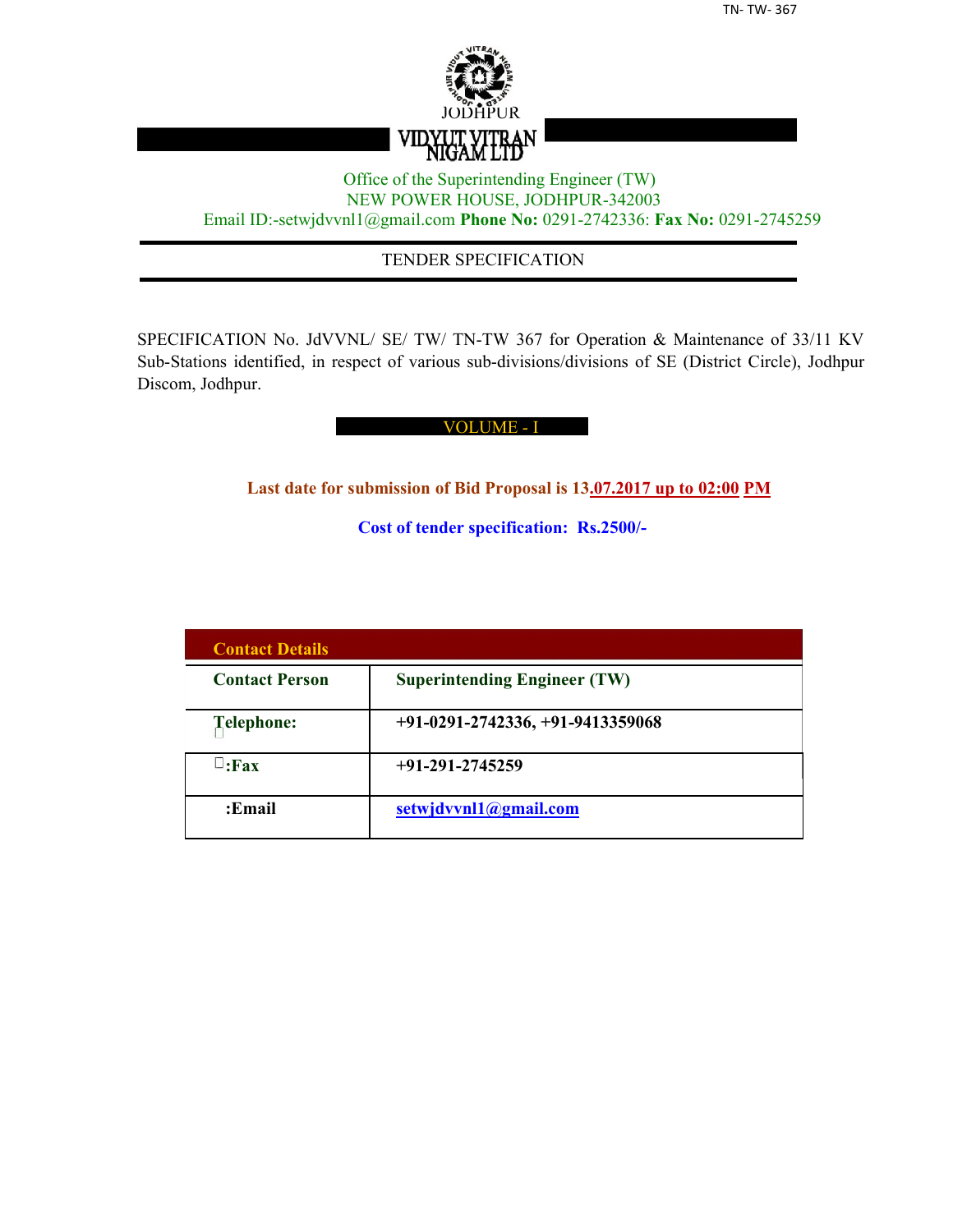TN- TW- 367

JODHPUR

VIDYUT VITRAN NIGAM LTD

Office of the Superintending Engineer (TW)
NEW POWER HOUSE, JODHPUR-342003
Email ID:-setwjdvvnl1@gmail.com **Phone No:** 0291-2742336: **Fax No:** 0291-2745259

# TENDER SPECIFICATION

SPECIFICATION No. JdVVNL/ SE/ TW/ TN-TW 367 for Operation & Maintenance of 33/11 KV Sub-Stations identified, in respect of various sub-divisions/divisions of SE (District Circle), Jodhpur Discom, Jodhpur.

## VOLUME - I

**Last date for submission of Bid Proposal is 13.07.2017 up to 02:00 PM**

**Cost of tender specification: Rs.2500/-**

| **Contact Details** | |
|---|---|
| **Contact Person** | **Superintending Engineer (TW)** |
| **Telephone:** | **+91-0291-2742336, +91-9413359068** |
| **:Fax** | **+91-291-2745259** |
| **:Email** | **setwjdvvnl1@gmail.com** |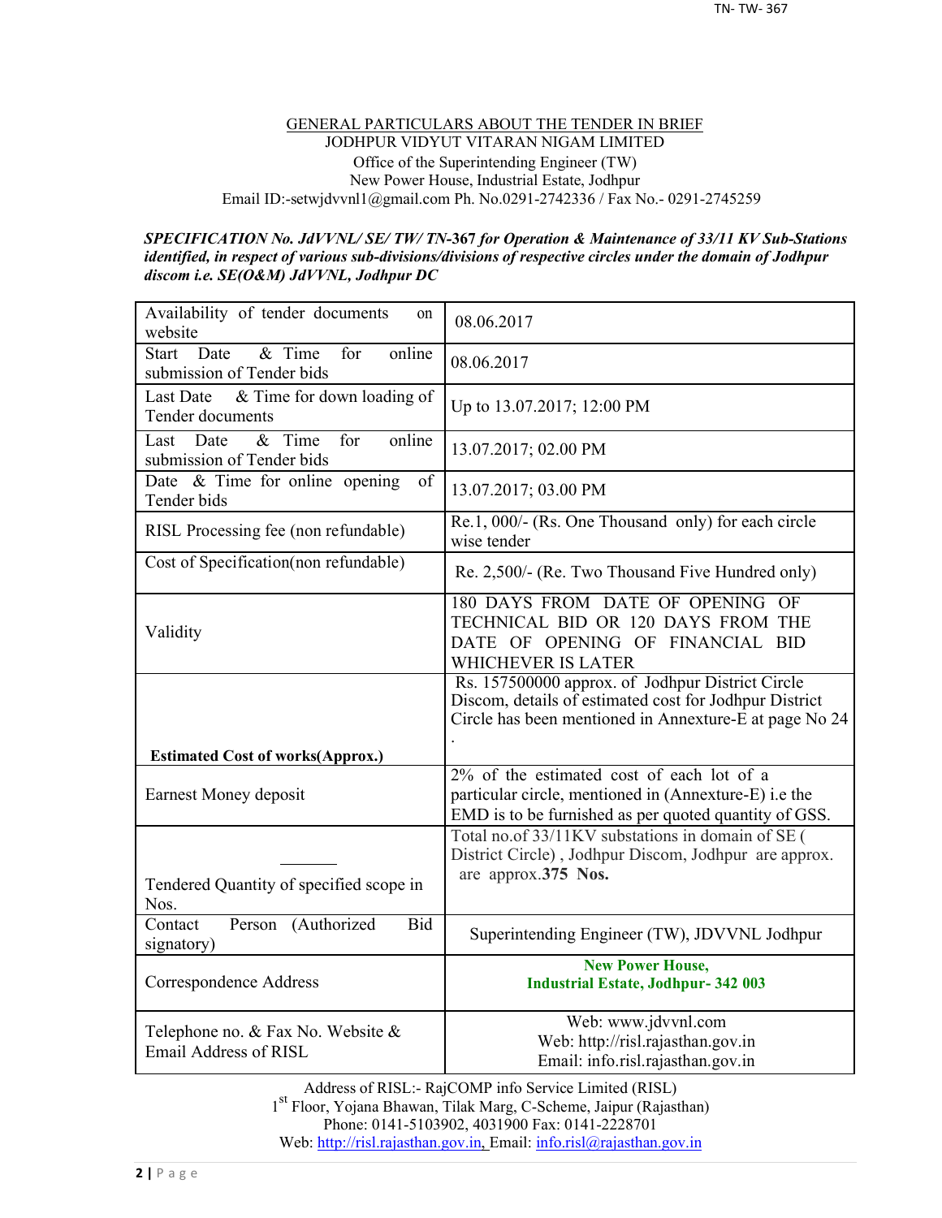GENERAL PARTICULARS ABOUT THE TENDER IN BRIEF

JODHPUR VIDYUT VITARAN NIGAM LIMITED

Office of the Superintending Engineer (TW)

New Power House, Industrial Estate, Jodhpur

Email ID:-setwjdvvnl1@gmail.com Ph. No.0291-2742336 / Fax No.- 0291-2745259

***SPECIFICATION No. JdVVNL/ SE/ TW/ TN-367 for Operation & Maintenance of 33/11 KV Sub-Stations identified, in respect of various sub-divisions/divisions of respective circles under the domain of Jodhpur discom i.e. SE(O&M) JdVVNL, Jodhpur DC***

| | |
|---|---|
| Availability of tender documents on website | 08.06.2017 |
| Start Date & Time for online submission of Tender bids | 08.06.2017 |
| Last Date & Time for down loading of Tender documents | Up to 13.07.2017; 12:00 PM |
| Last Date & Time for online submission of Tender bids | 13.07.2017; 02.00 PM |
| Date & Time for online opening of Tender bids | 13.07.2017; 03.00 PM |
| RISL Processing fee (non refundable) | Re.1, 000/- (Rs. One Thousand only) for each circle wise tender |
| Cost of Specification(non refundable) | Re. 2,500/- (Re. Two Thousand Five Hundred only) |
| Validity | 180 DAYS FROM DATE OF OPENING OF TECHNICAL BID OR 120 DAYS FROM THE DATE OF OPENING OF FINANCIAL BID WHICHEVER IS LATER |
| **Estimated Cost of works(Approx.)** | Rs. 157500000 approx. of Jodhpur District Circle Discom, details of estimated cost for Jodhpur District Circle has been mentioned in Annexure-E at page No 24 . |
| Earnest Money deposit | 2% of the estimated cost of each lot of a particular circle, mentioned in (Annexure-E) i.e the EMD is to be furnished as per quoted quantity of GSS. |
| Tendered Quantity of specified scope in Nos. | Total no.of 33/11KV substations in domain of SE ( District Circle) , Jodhpur Discom, Jodhpur are approx. are approx.**375 Nos.** |
| Contact Person (Authorized Bid signatory) | Superintending Engineer (TW), JDVVNL Jodhpur |
| Correspondence Address | **New Power House, Industrial Estate, Jodhpur- 342 003** |
| Telephone no. & Fax No. Website & Email Address of RISL | Web: www.jdvvnl.com<br>Web: http://risl.rajasthan.gov.in<br>Email: info.risl.rajasthan.gov.in |

Address of RISL:- RajCOMP info Service Limited (RISL)

1st Floor, Yojana Bhawan, Tilak Marg, C-Scheme, Jaipur (Rajasthan)

Phone: 0141-5103902, 4031900 Fax: 0141-2228701

Web: http://risl.rajasthan.gov.in, Email: info.risl@rajasthan.gov.in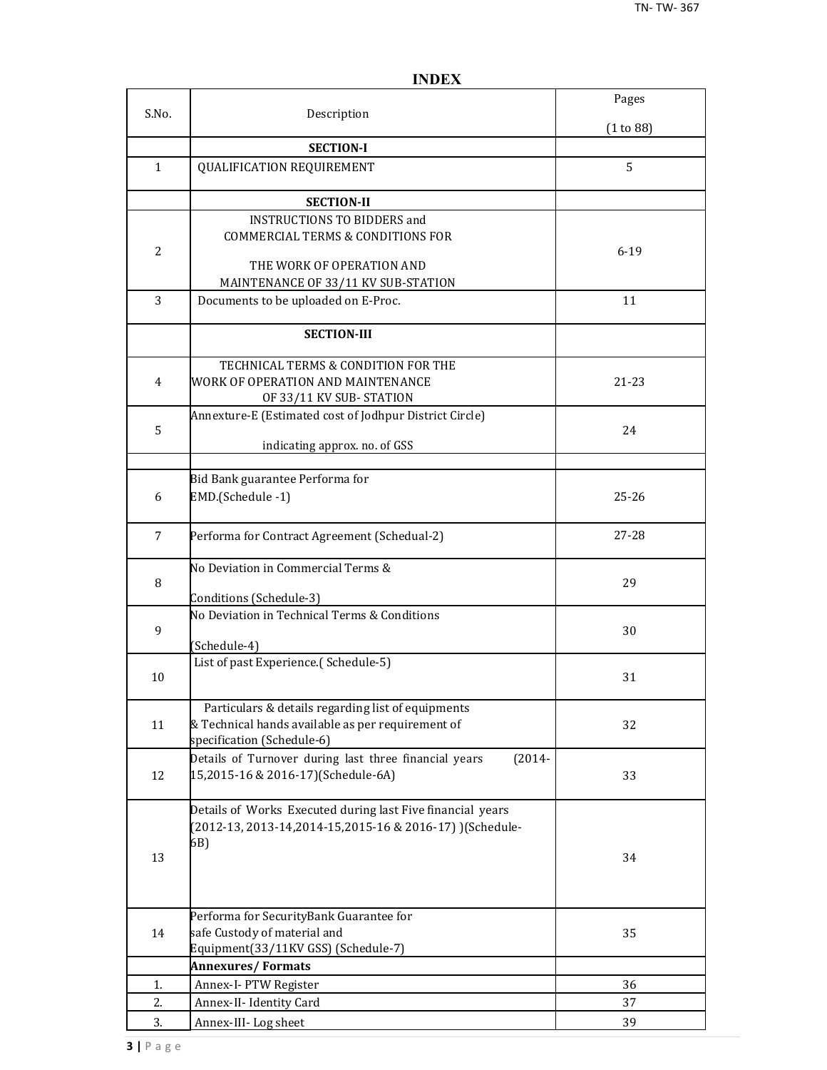# INDEX

| S.No. | Description | Pages (1 to 88) |
|---|---|---|
| | **SECTION-I** | |
| 1 | QUALIFICATION REQUIREMENT | 5 |
| | **SECTION-II** | |
| 2 | INSTRUCTIONS TO BIDDERS and COMMERCIAL TERMS & CONDITIONS FOR THE WORK OF OPERATION AND MAINTENANCE OF 33/11 KV SUB-STATION | 6-19 |
| 3 | Documents to be uploaded on E-Proc. | 11 |
| | **SECTION-III** | |
| 4 | TECHNICAL TERMS & CONDITION FOR THE WORK OF OPERATION AND MAINTENANCE OF 33/11 KV SUB- STATION | 21-23 |
| 5 | Annexture-E (Estimated cost of Jodhpur District Circle) indicating approx. no. of GSS | 24 |
| | | |
| 6 | Bid Bank guarantee Performa for EMD.(Schedule -1) | 25-26 |
| 7 | Performa for Contract Agreement (Schedual-2) | 27-28 |
| 8 | No Deviation in Commercial Terms & Conditions (Schedule-3) | 29 |
| 9 | No Deviation in Technical Terms & Conditions (Schedule-4) | 30 |
| 10 | List of past Experience.( Schedule-5) | 31 |
| 11 | Particulars & details regarding list of equipments & Technical hands available as per requirement of specification (Schedule-6) | 32 |
| 12 | Details of Turnover during last three financial years (2014-15,2015-16 & 2016-17)(Schedule-6A) | 33 |
| 13 | Details of Works Executed during last Five financial years (2012-13, 2013-14,2014-15,2015-16 & 2016-17) )(Schedule-6B) | 34 |
| 14 | Performa for SecurityBank Guarantee for safe Custody of material and Equipment(33/11KV GSS) (Schedule-7) | 35 |
| | **Annexures/ Formats** | |
| 1. | Annex-I- PTW Register | 36 |
| 2. | Annex-II- Identity Card | 37 |
| 3. | Annex-III- Log sheet | 39 |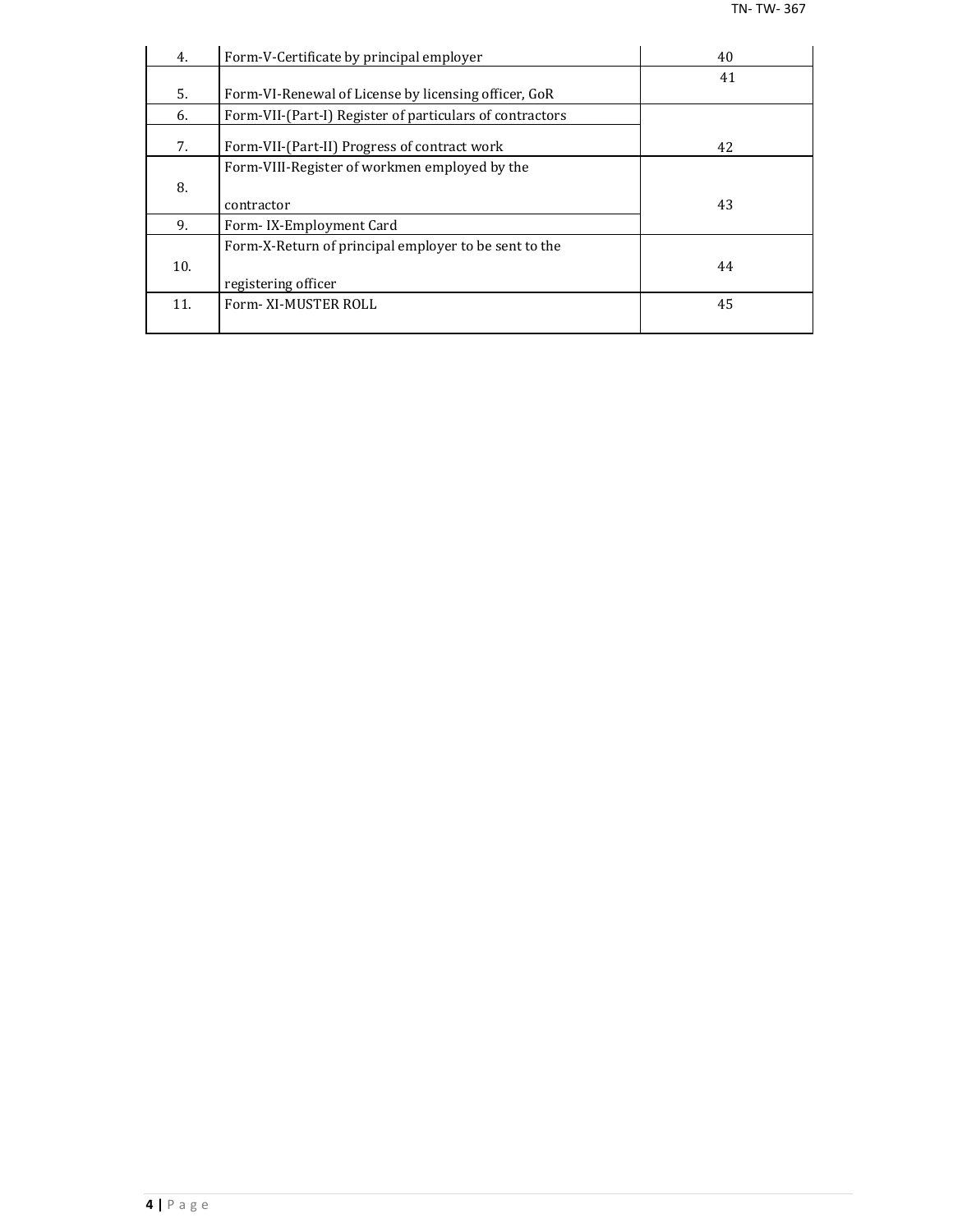| | | |
|---|---|---|
| 4. | Form-V-Certificate by principal employer | 40 |
| 5. | Form-VI-Renewal of License by licensing officer, GoR | 41 |
| 6. | Form-VII-(Part-I) Register of particulars of contractors | |
| 7. | Form-VII-(Part-II) Progress of contract work | 42 |
| 8. | Form-VIII-Register of workmen employed by the contractor | 43 |
| 9. | Form- IX-Employment Card | |
| 10. | Form-X-Return of principal employer to be sent to the registering officer | 44 |
| 11. | Form- XI-MUSTER ROLL | 45 |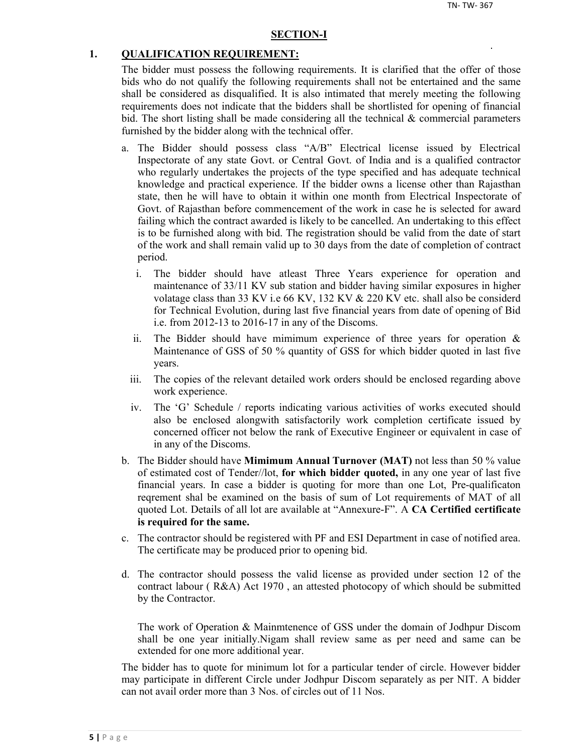## SECTION-I

### 1. QUALIFICATION REQUIREMENT:

The bidder must possess the following requirements. It is clarified that the offer of those bids who do not qualify the following requirements shall not be entertained and the same shall be considered as disqualified. It is also intimated that merely meeting the following requirements does not indicate that the bidders shall be shortlisted for opening of financial bid. The short listing shall be made considering all the technical & commercial parameters furnished by the bidder along with the technical offer.

a. The Bidder should possess class "A/B" Electrical license issued by Electrical Inspectorate of any state Govt. or Central Govt. of India and is a qualified contractor who regularly undertakes the projects of the type specified and has adequate technical knowledge and practical experience. If the bidder owns a license other than Rajasthan state, then he will have to obtain it within one month from Electrical Inspectorate of Govt. of Rajasthan before commencement of the work in case he is selected for award failing which the contract awarded is likely to be cancelled. An undertaking to this effect is to be furnished along with bid. The registration should be valid from the date of start of the work and shall remain valid up to 30 days from the date of completion of contract period.

   i. The bidder should have atleast Three Years experience for operation and maintenance of 33/11 KV sub station and bidder having similar exposures in higher volatage class than 33 KV i.e 66 KV, 132 KV & 220 KV etc. shall also be considerd for Technical Evolution, during last five financial years from date of opening of Bid i.e. from 2012-13 to 2016-17 in any of the Discoms.

   ii. The Bidder should have mimimum experience of three years for operation & Maintenance of GSS of 50 % quantity of GSS for which bidder quoted in last five years.

   iii. The copies of the relevant detailed work orders should be enclosed regarding above work experience.

   iv. The 'G' Schedule / reports indicating various activities of works executed should also be enclosed alongwith satisfactorily work completion certificate issued by concerned officer not below the rank of Executive Engineer or equivalent in case of in any of the Discoms.

b. The Bidder should have **Mimimum Annual Turnover (MAT)** not less than 50 % value of estimated cost of Tender//lot, **for which bidder quoted,** in any one year of last five financial years. In case a bidder is quoting for more than one Lot, Pre-qualificaton reqrement shal be examined on the basis of sum of Lot requirements of MAT of all quoted Lot. Details of all lot are available at "Annexure-F". A **CA Certified certificate is required for the same.**

c. The contractor should be registered with PF and ESI Department in case of notified area. The certificate may be produced prior to opening bid.

d. The contractor should possess the valid license as provided under section 12 of the contract labour ( R&A) Act 1970 , an attested photocopy of which should be submitted by the Contractor.

   The work of Operation & Mainmtenence of GSS under the domain of Jodhpur Discom shall be one year initially.Nigam shall review same as per need and same can be extended for one more additional year.

The bidder has to quote for minimum lot for a particular tender of circle. However bidder may participate in different Circle under Jodhpur Discom separately as per NIT. A bidder can not avail order more than 3 Nos. of circles out of 11 Nos.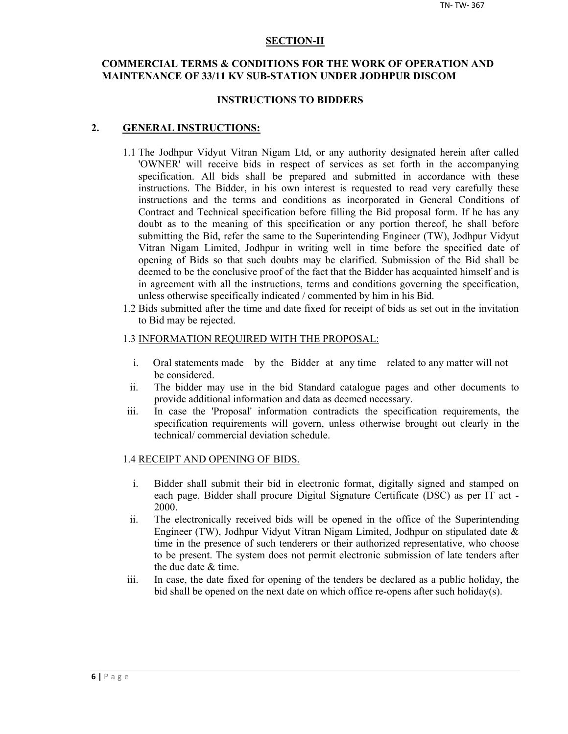## SECTION-II

### COMMERCIAL TERMS & CONDITIONS FOR THE WORK OF OPERATION AND MAINTENANCE OF 33/11 KV SUB-STATION UNDER JODHPUR DISCOM

### INSTRUCTIONS TO BIDDERS

**2. GENERAL INSTRUCTIONS:**

1.1 The Jodhpur Vidyut Vitran Nigam Ltd, or any authority designated herein after called 'OWNER' will receive bids in respect of services as set forth in the accompanying specification. All bids shall be prepared and submitted in accordance with these instructions. The Bidder, in his own interest is requested to read very carefully these instructions and the terms and conditions as incorporated in General Conditions of Contract and Technical specification before filling the Bid proposal form. If he has any doubt as to the meaning of this specification or any portion thereof, he shall before submitting the Bid, refer the same to the Superintending Engineer (TW), Jodhpur Vidyut Vitran Nigam Limited, Jodhpur in writing well in time before the specified date of opening of Bids so that such doubts may be clarified. Submission of the Bid shall be deemed to be the conclusive proof of the fact that the Bidder has acquainted himself and is in agreement with all the instructions, terms and conditions governing the specification, unless otherwise specifically indicated / commented by him in his Bid.

1.2 Bids submitted after the time and date fixed for receipt of bids as set out in the invitation to Bid may be rejected.

1.3 INFORMATION REQUIRED WITH THE PROPOSAL:

i. Oral statements made by the Bidder at any time related to any matter will not be considered.

ii. The bidder may use in the bid Standard catalogue pages and other documents to provide additional information and data as deemed necessary.

iii. In case the 'Proposal' information contradicts the specification requirements, the specification requirements will govern, unless otherwise brought out clearly in the technical/ commercial deviation schedule.

1.4 RECEIPT AND OPENING OF BIDS.

i. Bidder shall submit their bid in electronic format, digitally signed and stamped on each page. Bidder shall procure Digital Signature Certificate (DSC) as per IT act - 2000.

ii. The electronically received bids will be opened in the office of the Superintending Engineer (TW), Jodhpur Vidyut Vitran Nigam Limited, Jodhpur on stipulated date & time in the presence of such tenderers or their authorized representative, who choose to be present. The system does not permit electronic submission of late tenders after the due date & time.

iii. In case, the date fixed for opening of the tenders be declared as a public holiday, the bid shall be opened on the next date on which office re-opens after such holiday(s).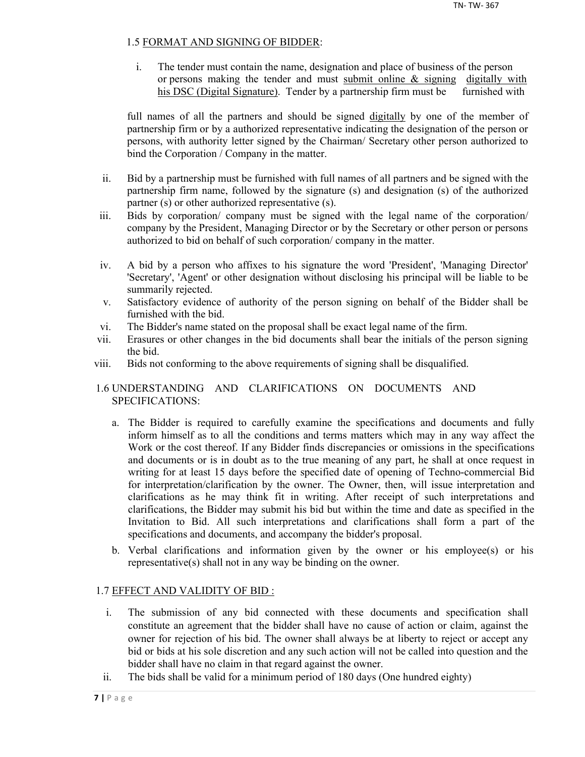### 1.5 <u>FORMAT AND SIGNING OF BIDDER</u>:

i. The tender must contain the name, designation and place of business of the person or persons making the tender and must <u>submit online & signing</u> <u>digitally with his DSC (Digital Signature)</u>. Tender by a partnership firm must be furnished with full names of all the partners and should be signed <u>digitally</u> by one of the member of partnership firm or by a authorized representative indicating the designation of the person or persons, with authority letter signed by the Chairman/ Secretary other person authorized to bind the Corporation / Company in the matter.

ii. Bid by a partnership must be furnished with full names of all partners and be signed with the partnership firm name, followed by the signature (s) and designation (s) of the authorized partner (s) or other authorized representative (s).

iii. Bids by corporation/ company must be signed with the legal name of the corporation/ company by the President, Managing Director or by the Secretary or other person or persons authorized to bid on behalf of such corporation/ company in the matter.

iv. A bid by a person who affixes to his signature the word 'President', 'Managing Director' 'Secretary', 'Agent' or other designation without disclosing his principal will be liable to be summarily rejected.

v. Satisfactory evidence of authority of the person signing on behalf of the Bidder shall be furnished with the bid.

vi. The Bidder's name stated on the proposal shall be exact legal name of the firm.

vii. Erasures or other changes in the bid documents shall bear the initials of the person signing the bid.

viii. Bids not conforming to the above requirements of signing shall be disqualified.

### 1.6 UNDERSTANDING AND CLARIFICATIONS ON DOCUMENTS AND SPECIFICATIONS:

a. The Bidder is required to carefully examine the specifications and documents and fully inform himself as to all the conditions and terms matters which may in any way affect the Work or the cost thereof. If any Bidder finds discrepancies or omissions in the specifications and documents or is in doubt as to the true meaning of any part, he shall at once request in writing for at least 15 days before the specified date of opening of Techno-commercial Bid for interpretation/clarification by the owner. The Owner, then, will issue interpretation and clarifications as he may think fit in writing. After receipt of such interpretations and clarifications, the Bidder may submit his bid but within the time and date as specified in the Invitation to Bid. All such interpretations and clarifications shall form a part of the specifications and documents, and accompany the bidder's proposal.

b. Verbal clarifications and information given by the owner or his employee(s) or his representative(s) shall not in any way be binding on the owner.

### 1.7 <u>EFFECT AND VALIDITY OF BID :</u>

i. The submission of any bid connected with these documents and specification shall constitute an agreement that the bidder shall have no cause of action or claim, against the owner for rejection of his bid. The owner shall always be at liberty to reject or accept any bid or bids at his sole discretion and any such action will not be called into question and the bidder shall have no claim in that regard against the owner.

ii. The bids shall be valid for a minimum period of 180 days (One hundred eighty)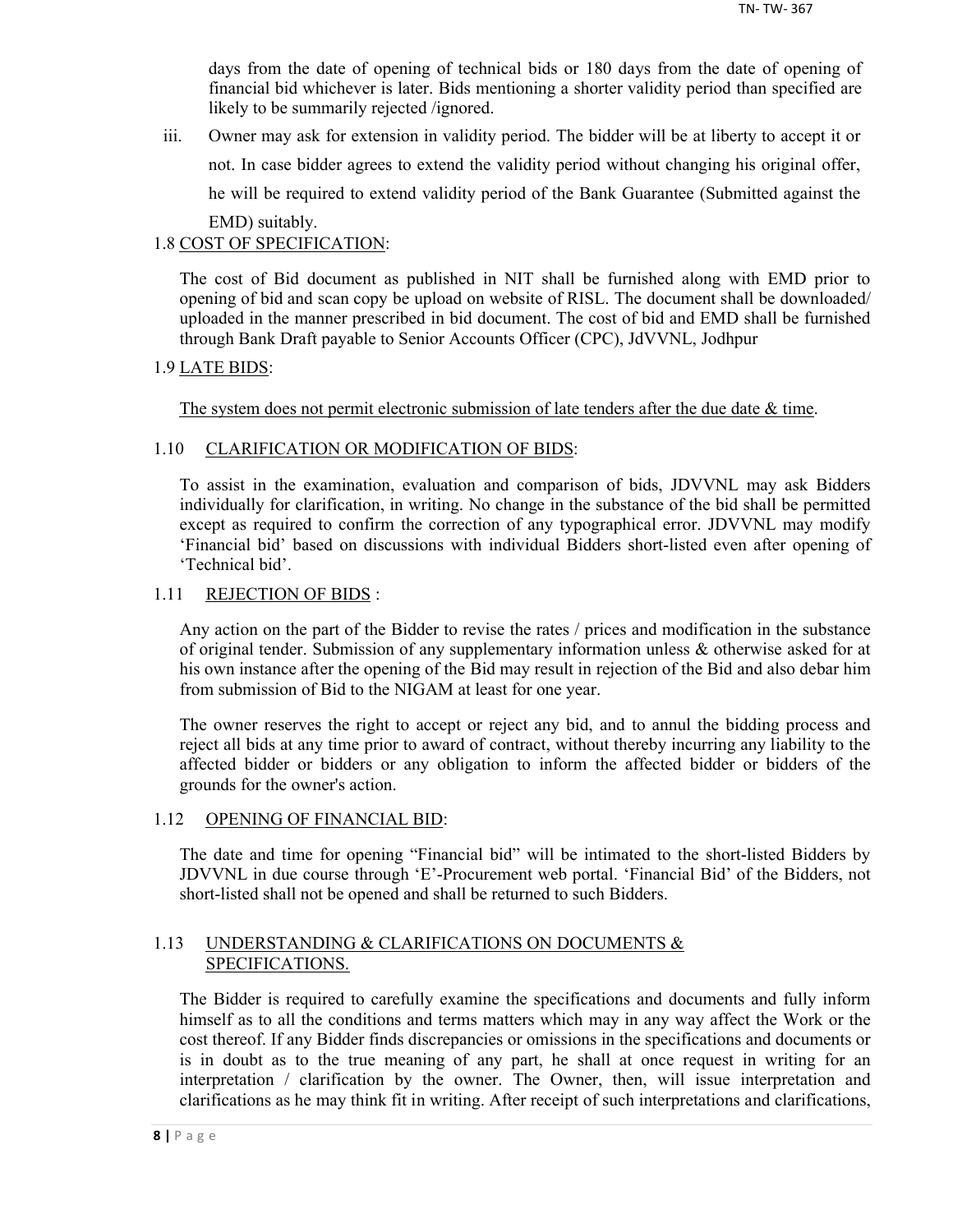days from the date of opening of technical bids or 180 days from the date of opening of financial bid whichever is later. Bids mentioning a shorter validity period than specified are likely to be summarily rejected /ignored.

iii. Owner may ask for extension in validity period. The bidder will be at liberty to accept it or not. In case bidder agrees to extend the validity period without changing his original offer, he will be required to extend validity period of the Bank Guarantee (Submitted against the EMD) suitably.

1.8 <u>COST OF SPECIFICATION</u>:

The cost of Bid document as published in NIT shall be furnished along with EMD prior to opening of bid and scan copy be upload on website of RISL. The document shall be downloaded/ uploaded in the manner prescribed in bid document. The cost of bid and EMD shall be furnished through Bank Draft payable to Senior Accounts Officer (CPC), JdVVNL, Jodhpur

1.9 <u>LATE BIDS</u>:

<u>The system does not permit electronic submission of late tenders after the due date & time</u>.

1.10 <u>CLARIFICATION OR MODIFICATION OF BIDS</u>:

To assist in the examination, evaluation and comparison of bids, JDVVNL may ask Bidders individually for clarification, in writing. No change in the substance of the bid shall be permitted except as required to confirm the correction of any typographical error. JDVVNL may modify 'Financial bid' based on discussions with individual Bidders short-listed even after opening of 'Technical bid'.

1.11 <u>REJECTION OF BIDS</u> :

Any action on the part of the Bidder to revise the rates / prices and modification in the substance of original tender. Submission of any supplementary information unless & otherwise asked for at his own instance after the opening of the Bid may result in rejection of the Bid and also debar him from submission of Bid to the NIGAM at least for one year.

The owner reserves the right to accept or reject any bid, and to annul the bidding process and reject all bids at any time prior to award of contract, without thereby incurring any liability to the affected bidder or bidders or any obligation to inform the affected bidder or bidders of the grounds for the owner's action.

1.12 <u>OPENING OF FINANCIAL BID</u>:

The date and time for opening "Financial bid" will be intimated to the short-listed Bidders by JDVVNL in due course through 'E'-Procurement web portal. 'Financial Bid' of the Bidders, not short-listed shall not be opened and shall be returned to such Bidders.

1.13 <u>UNDERSTANDING & CLARIFICATIONS ON DOCUMENTS & SPECIFICATIONS.</u>

The Bidder is required to carefully examine the specifications and documents and fully inform himself as to all the conditions and terms matters which may in any way affect the Work or the cost thereof. If any Bidder finds discrepancies or omissions in the specifications and documents or is in doubt as to the true meaning of any part, he shall at once request in writing for an interpretation / clarification by the owner. The Owner, then, will issue interpretation and clarifications as he may think fit in writing. After receipt of such interpretations and clarifications,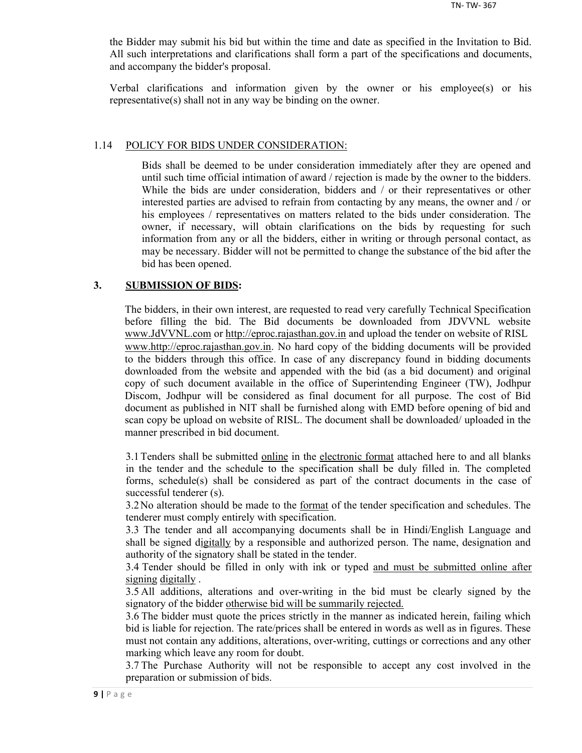the Bidder may submit his bid but within the time and date as specified in the Invitation to Bid. All such interpretations and clarifications shall form a part of the specifications and documents, and accompany the bidder's proposal.

Verbal clarifications and information given by the owner or his employee(s) or his representative(s) shall not in any way be binding on the owner.

### 1.14 POLICY FOR BIDS UNDER CONSIDERATION:

Bids shall be deemed to be under consideration immediately after they are opened and until such time official intimation of award / rejection is made by the owner to the bidders. While the bids are under consideration, bidders and / or their representatives or other interested parties are advised to refrain from contacting by any means, the owner and / or his employees / representatives on matters related to the bids under consideration. The owner, if necessary, will obtain clarifications on the bids by requesting for such information from any or all the bidders, either in writing or through personal contact, as may be necessary. Bidder will not be permitted to change the substance of the bid after the bid has been opened.

## 3. SUBMISSION OF BIDS:

The bidders, in their own interest, are requested to read very carefully Technical Specification before filling the bid. The Bid documents be downloaded from JDVVNL website www.JdVVNL.com or http://eproc.rajasthan.gov.in and upload the tender on website of RISL www.http://eproc.rajasthan.gov.in. No hard copy of the bidding documents will be provided to the bidders through this office. In case of any discrepancy found in bidding documents downloaded from the website and appended with the bid (as a bid document) and original copy of such document available in the office of Superintending Engineer (TW), Jodhpur Discom, Jodhpur will be considered as final document for all purpose. The cost of Bid document as published in NIT shall be furnished along with EMD before opening of bid and scan copy be upload on website of RISL. The document shall be downloaded/ uploaded in the manner prescribed in bid document.

3.1 Tenders shall be submitted online in the electronic format attached here to and all blanks in the tender and the schedule to the specification shall be duly filled in. The completed forms, schedule(s) shall be considered as part of the contract documents in the case of successful tenderer (s).

3.2 No alteration should be made to the format of the tender specification and schedules. The tenderer must comply entirely with specification.

3.3 The tender and all accompanying documents shall be in Hindi/English Language and shall be signed digitally by a responsible and authorized person. The name, designation and authority of the signatory shall be stated in the tender.

3.4 Tender should be filled in only with ink or typed and must be submitted online after signing digitally .

3.5 All additions, alterations and over-writing in the bid must be clearly signed by the signatory of the bidder otherwise bid will be summarily rejected.

3.6 The bidder must quote the prices strictly in the manner as indicated herein, failing which bid is liable for rejection. The rate/prices shall be entered in words as well as in figures. These must not contain any additions, alterations, over-writing, cuttings or corrections and any other marking which leave any room for doubt.

3.7 The Purchase Authority will not be responsible to accept any cost involved in the preparation or submission of bids.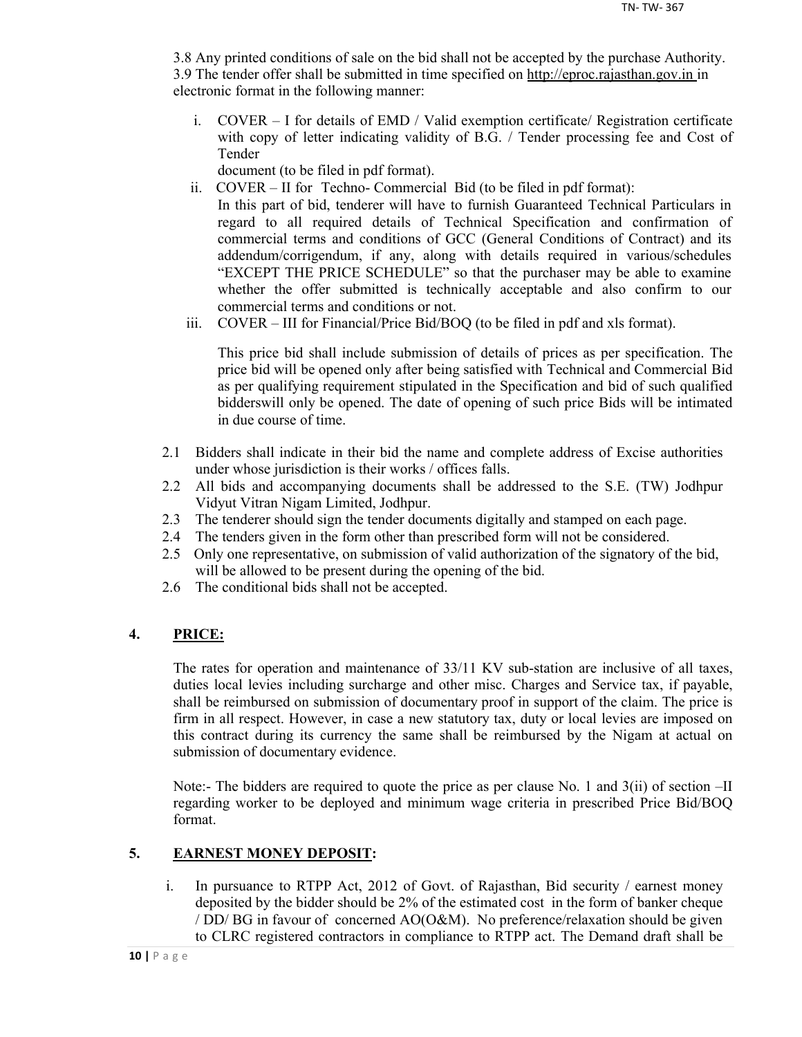3.8 Any printed conditions of sale on the bid shall not be accepted by the purchase Authority.
3.9 The tender offer shall be submitted in time specified on http://eproc.rajasthan.gov.in in electronic format in the following manner:

i. COVER – I for details of EMD / Valid exemption certificate/ Registration certificate with copy of letter indicating validity of B.G. / Tender processing fee and Cost of Tender document (to be filed in pdf format).

ii. COVER – II for Techno- Commercial Bid (to be filed in pdf format):
In this part of bid, tenderer will have to furnish Guaranteed Technical Particulars in regard to all required details of Technical Specification and confirmation of commercial terms and conditions of GCC (General Conditions of Contract) and its addendum/corrigendum, if any, along with details required in various/schedules "EXCEPT THE PRICE SCHEDULE" so that the purchaser may be able to examine whether the offer submitted is technically acceptable and also confirm to our commercial terms and conditions or not.

iii. COVER – III for Financial/Price Bid/BOQ (to be filed in pdf and xls format).

This price bid shall include submission of details of prices as per specification. The price bid will be opened only after being satisfied with Technical and Commercial Bid as per qualifying requirement stipulated in the Specification and bid of such qualified bidderswill only be opened. The date of opening of such price Bids will be intimated in due course of time.

2.1 Bidders shall indicate in their bid the name and complete address of Excise authorities under whose jurisdiction is their works / offices falls.
2.2 All bids and accompanying documents shall be addressed to the S.E. (TW) Jodhpur Vidyut Vitran Nigam Limited, Jodhpur.
2.3 The tenderer should sign the tender documents digitally and stamped on each page.
2.4 The tenders given in the form other than prescribed form will not be considered.
2.5 Only one representative, on submission of valid authorization of the signatory of the bid, will be allowed to be present during the opening of the bid.
2.6 The conditional bids shall not be accepted.

## 4. PRICE:

The rates for operation and maintenance of 33/11 KV sub-station are inclusive of all taxes, duties local levies including surcharge and other misc. Charges and Service tax, if payable, shall be reimbursed on submission of documentary proof in support of the claim. The price is firm in all respect. However, in case a new statutory tax, duty or local levies are imposed on this contract during its currency the same shall be reimbursed by the Nigam at actual on submission of documentary evidence.

Note:- The bidders are required to quote the price as per clause No. 1 and 3(ii) of section –II regarding worker to be deployed and minimum wage criteria in prescribed Price Bid/BOQ format.

## 5. EARNEST MONEY DEPOSIT:

i. In pursuance to RTPP Act, 2012 of Govt. of Rajasthan, Bid security / earnest money deposited by the bidder should be 2% of the estimated cost in the form of banker cheque / DD/ BG in favour of concerned AO(O&M). No preference/relaxation should be given to CLRC registered contractors in compliance to RTPP act. The Demand draft shall be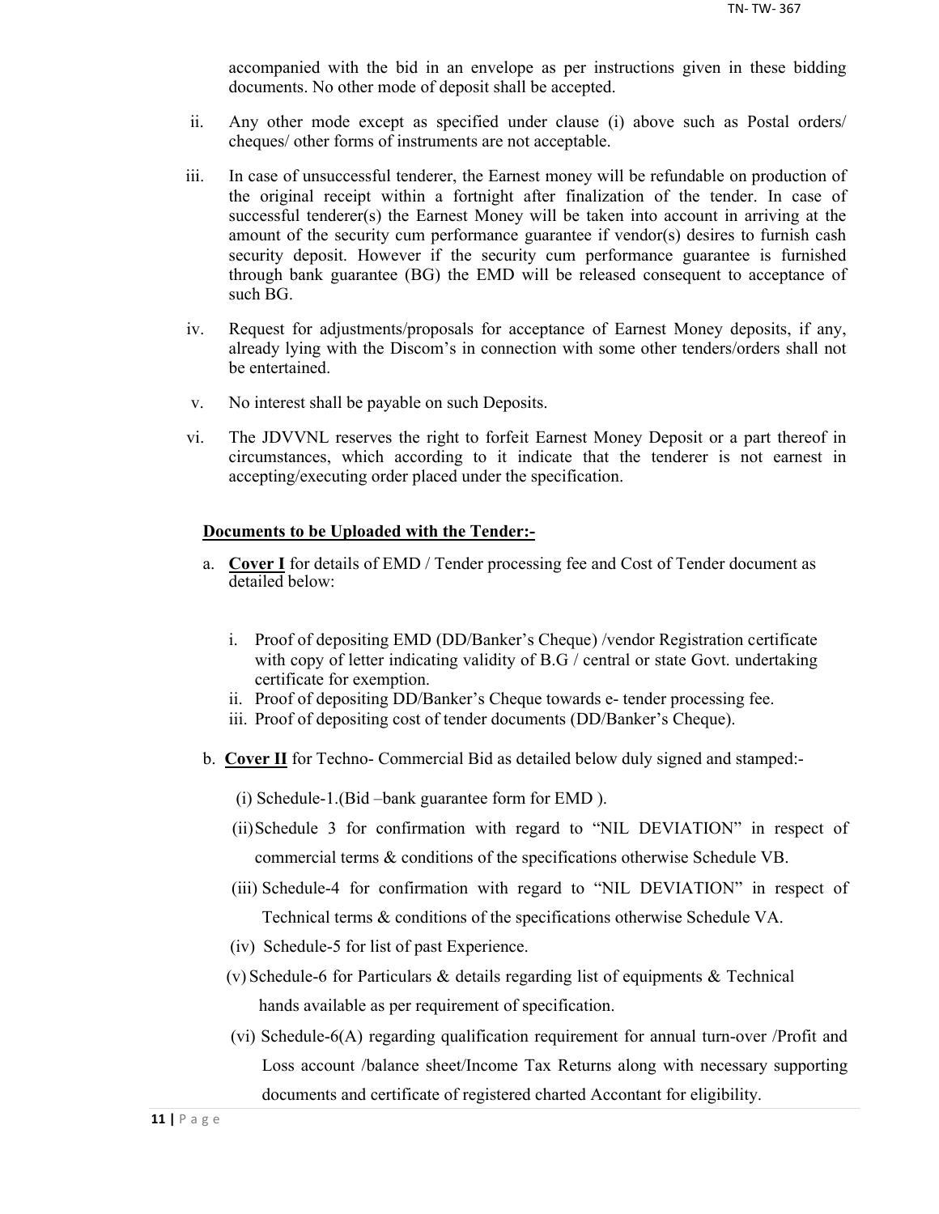accompanied with the bid in an envelope as per instructions given in these bidding documents. No other mode of deposit shall be accepted.

ii. Any other mode except as specified under clause (i) above such as Postal orders/ cheques/ other forms of instruments are not acceptable.

iii. In case of unsuccessful tenderer, the Earnest money will be refundable on production of the original receipt within a fortnight after finalization of the tender. In case of successful tenderer(s) the Earnest Money will be taken into account in arriving at the amount of the security cum performance guarantee if vendor(s) desires to furnish cash security deposit. However if the security cum performance guarantee is furnished through bank guarantee (BG) the EMD will be released consequent to acceptance of such BG.

iv. Request for adjustments/proposals for acceptance of Earnest Money deposits, if any, already lying with the Discom's in connection with some other tenders/orders shall not be entertained.

v. No interest shall be payable on such Deposits.

vi. The JDVVNL reserves the right to forfeit Earnest Money Deposit or a part thereof in circumstances, which according to it indicate that the tenderer is not earnest in accepting/executing order placed under the specification.

**Documents to be Uploaded with the Tender:-**

a. **Cover I** for details of EMD / Tender processing fee and Cost of Tender document as detailed below:

   i. Proof of depositing EMD (DD/Banker's Cheque) /vendor Registration certificate with copy of letter indicating validity of B.G / central or state Govt. undertaking certificate for exemption.
   ii. Proof of depositing DD/Banker's Cheque towards e- tender processing fee.
   iii. Proof of depositing cost of tender documents (DD/Banker's Cheque).

b. **Cover II** for Techno- Commercial Bid as detailed below duly signed and stamped:-

   (i) Schedule-1.(Bid –bank guarantee form for EMD ).

   (ii) Schedule 3 for confirmation with regard to "NIL DEVIATION" in respect of commercial terms & conditions of the specifications otherwise Schedule VB.

   (iii) Schedule-4 for confirmation with regard to "NIL DEVIATION" in respect of Technical terms & conditions of the specifications otherwise Schedule VA.

   (iv) Schedule-5 for list of past Experience.

   (v) Schedule-6 for Particulars & details regarding list of equipments & Technical hands available as per requirement of specification.

   (vi) Schedule-6(A) regarding qualification requirement for annual turn-over /Profit and Loss account /balance sheet/Income Tax Returns along with necessary supporting documents and certificate of registered charted Accontant for eligibility.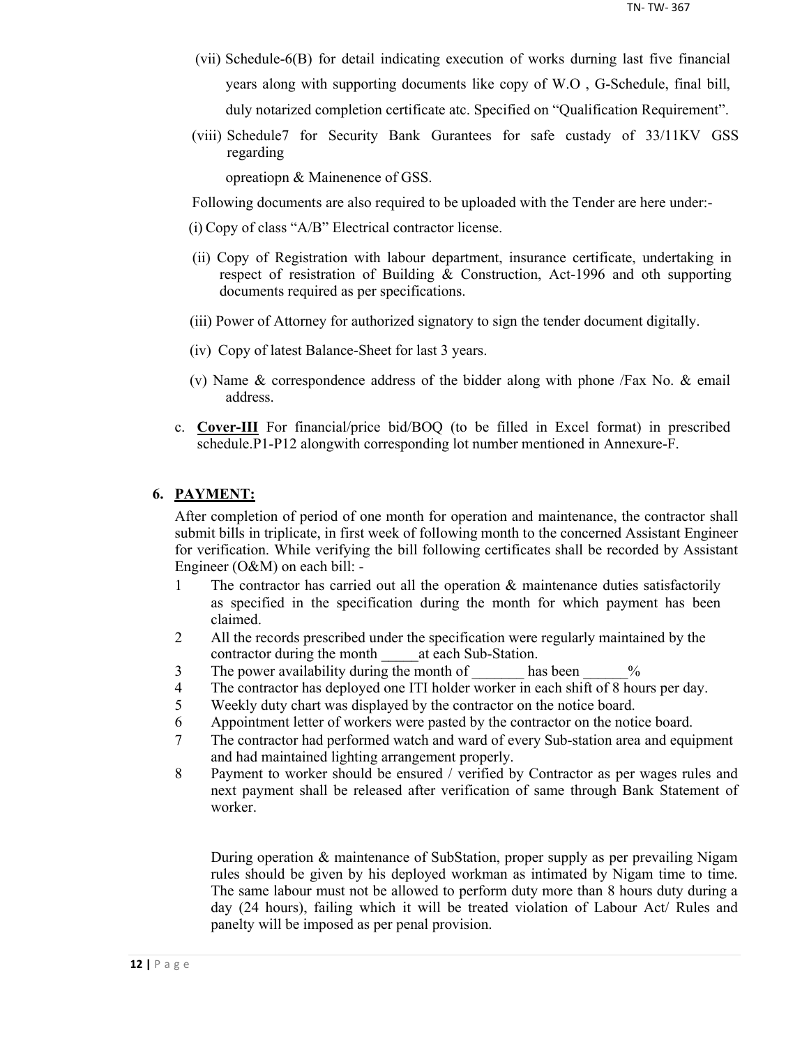(vii) Schedule-6(B) for detail indicating execution of works durning last five financial years along with supporting documents like copy of W.O , G-Schedule, final bill, duly notarized completion certificate atc. Specified on "Qualification Requirement".

(viii) Schedule7 for Security Bank Gurantees for safe custady of 33/11KV GSS regarding opreatiopn & Mainenence of GSS.

Following documents are also required to be uploaded with the Tender are here under:-

(i) Copy of class "A/B" Electrical contractor license.

(ii) Copy of Registration with labour department, insurance certificate, undertaking in respect of resistration of Building & Construction, Act-1996 and oth supporting documents required as per specifications.

(iii) Power of Attorney for authorized signatory to sign the tender document digitally.

(iv) Copy of latest Balance-Sheet for last 3 years.

(v) Name & correspondence address of the bidder along with phone /Fax No. & email address.

c. **Cover-III** For financial/price bid/BOQ (to be filled in Excel format) in prescribed schedule.P1-P12 alongwith corresponding lot number mentioned in Annexure-F.

## 6. PAYMENT:

After completion of period of one month for operation and maintenance, the contractor shall submit bills in triplicate, in first week of following month to the concerned Assistant Engineer for verification. While verifying the bill following certificates shall be recorded by Assistant Engineer (O&M) on each bill: -

1. The contractor has carried out all the operation & maintenance duties satisfactorily as specified in the specification during the month for which payment has been claimed.
2. All the records prescribed under the specification were regularly maintained by the contractor during the month _____at each Sub-Station.
3. The power availability during the month of _______ has been ______%
4. The contractor has deployed one ITI holder worker in each shift of 8 hours per day.
5. Weekly duty chart was displayed by the contractor on the notice board.
6. Appointment letter of workers were pasted by the contractor on the notice board.
7. The contractor had performed watch and ward of every Sub-station area and equipment and had maintained lighting arrangement properly.
8. Payment to worker should be ensured / verified by Contractor as per wages rules and next payment shall be released after verification of same through Bank Statement of worker.

During operation & maintenance of SubStation, proper supply as per prevailing Nigam rules should be given by his deployed workman as intimated by Nigam time to time. The same labour must not be allowed to perform duty more than 8 hours duty during a day (24 hours), failing which it will be treated violation of Labour Act/ Rules and panelty will be imposed as per penal provision.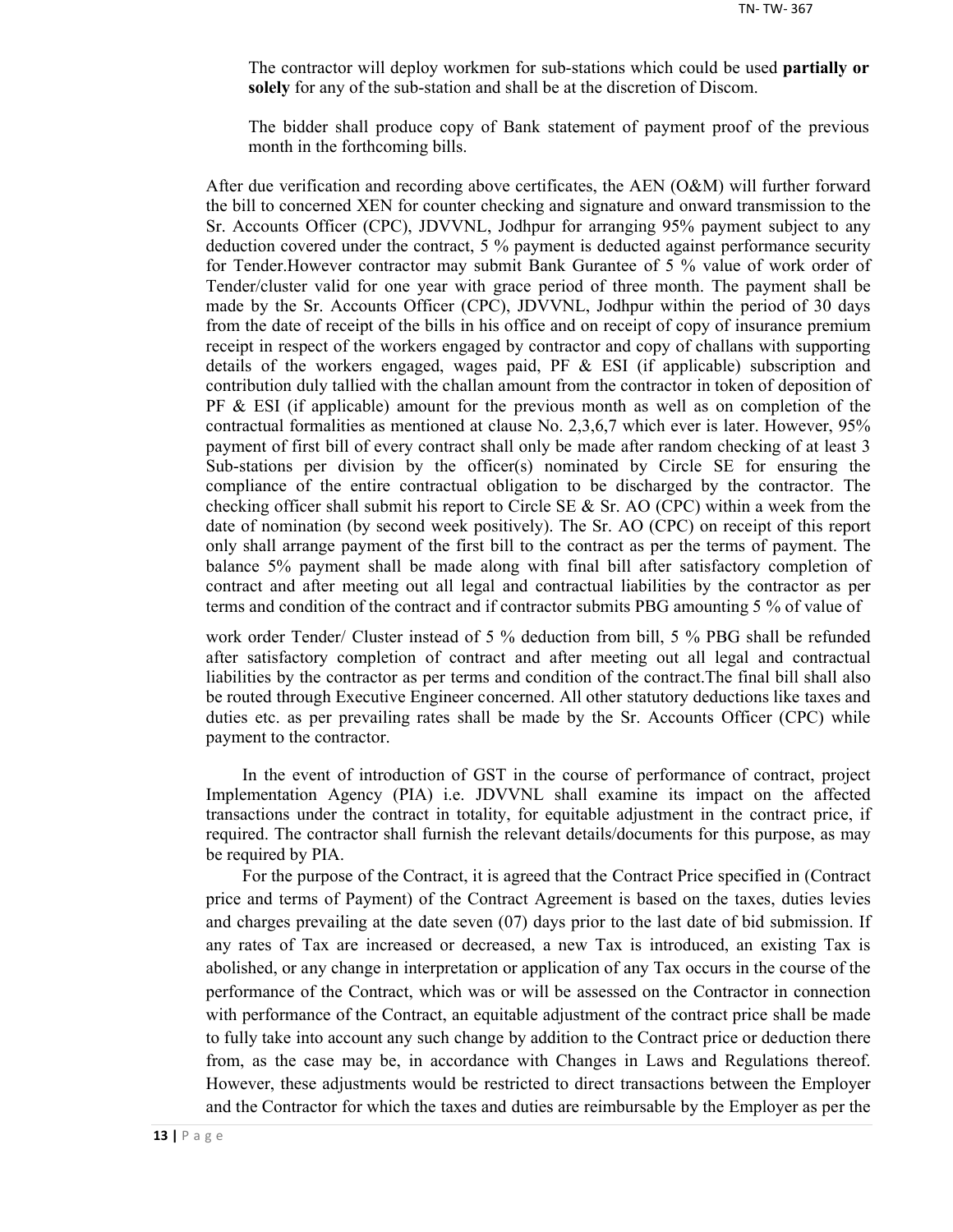The contractor will deploy workmen for sub-stations which could be used **partially or solely** for any of the sub-station and shall be at the discretion of Discom.

The bidder shall produce copy of Bank statement of payment proof of the previous month in the forthcoming bills.

After due verification and recording above certificates, the AEN (O&M) will further forward the bill to concerned XEN for counter checking and signature and onward transmission to the Sr. Accounts Officer (CPC), JDVVNL, Jodhpur for arranging 95% payment subject to any deduction covered under the contract, 5 % payment is deducted against performance security for Tender.However contractor may submit Bank Gurantee of 5 % value of work order of Tender/cluster valid for one year with grace period of three month. The payment shall be made by the Sr. Accounts Officer (CPC), JDVVNL, Jodhpur within the period of 30 days from the date of receipt of the bills in his office and on receipt of copy of insurance premium receipt in respect of the workers engaged by contractor and copy of challans with supporting details of the workers engaged, wages paid, PF & ESI (if applicable) subscription and contribution duly tallied with the challan amount from the contractor in token of deposition of PF & ESI (if applicable) amount for the previous month as well as on completion of the contractual formalities as mentioned at clause No. 2,3,6,7 which ever is later. However, 95% payment of first bill of every contract shall only be made after random checking of at least 3 Sub-stations per division by the officer(s) nominated by Circle SE for ensuring the compliance of the entire contractual obligation to be discharged by the contractor. The checking officer shall submit his report to Circle SE & Sr. AO (CPC) within a week from the date of nomination (by second week positively). The Sr. AO (CPC) on receipt of this report only shall arrange payment of the first bill to the contract as per the terms of payment. The balance 5% payment shall be made along with final bill after satisfactory completion of contract and after meeting out all legal and contractual liabilities by the contractor as per terms and condition of the contract and if contractor submits PBG amounting 5 % of value of work order Tender/ Cluster instead of 5 % deduction from bill, 5 % PBG shall be refunded after satisfactory completion of contract and after meeting out all legal and contractual liabilities by the contractor as per terms and condition of the contract.The final bill shall also be routed through Executive Engineer concerned. All other statutory deductions like taxes and duties etc. as per prevailing rates shall be made by the Sr. Accounts Officer (CPC) while payment to the contractor.

In the event of introduction of GST in the course of performance of contract, project Implementation Agency (PIA) i.e. JDVVNL shall examine its impact on the affected transactions under the contract in totality, for equitable adjustment in the contract price, if required. The contractor shall furnish the relevant details/documents for this purpose, as may be required by PIA.

For the purpose of the Contract, it is agreed that the Contract Price specified in (Contract price and terms of Payment) of the Contract Agreement is based on the taxes, duties levies and charges prevailing at the date seven (07) days prior to the last date of bid submission. If any rates of Tax are increased or decreased, a new Tax is introduced, an existing Tax is abolished, or any change in interpretation or application of any Tax occurs in the course of the performance of the Contract, which was or will be assessed on the Contractor in connection with performance of the Contract, an equitable adjustment of the contract price shall be made to fully take into account any such change by addition to the Contract price or deduction there from, as the case may be, in accordance with Changes in Laws and Regulations thereof. However, these adjustments would be restricted to direct transactions between the Employer and the Contractor for which the taxes and duties are reimbursable by the Employer as per the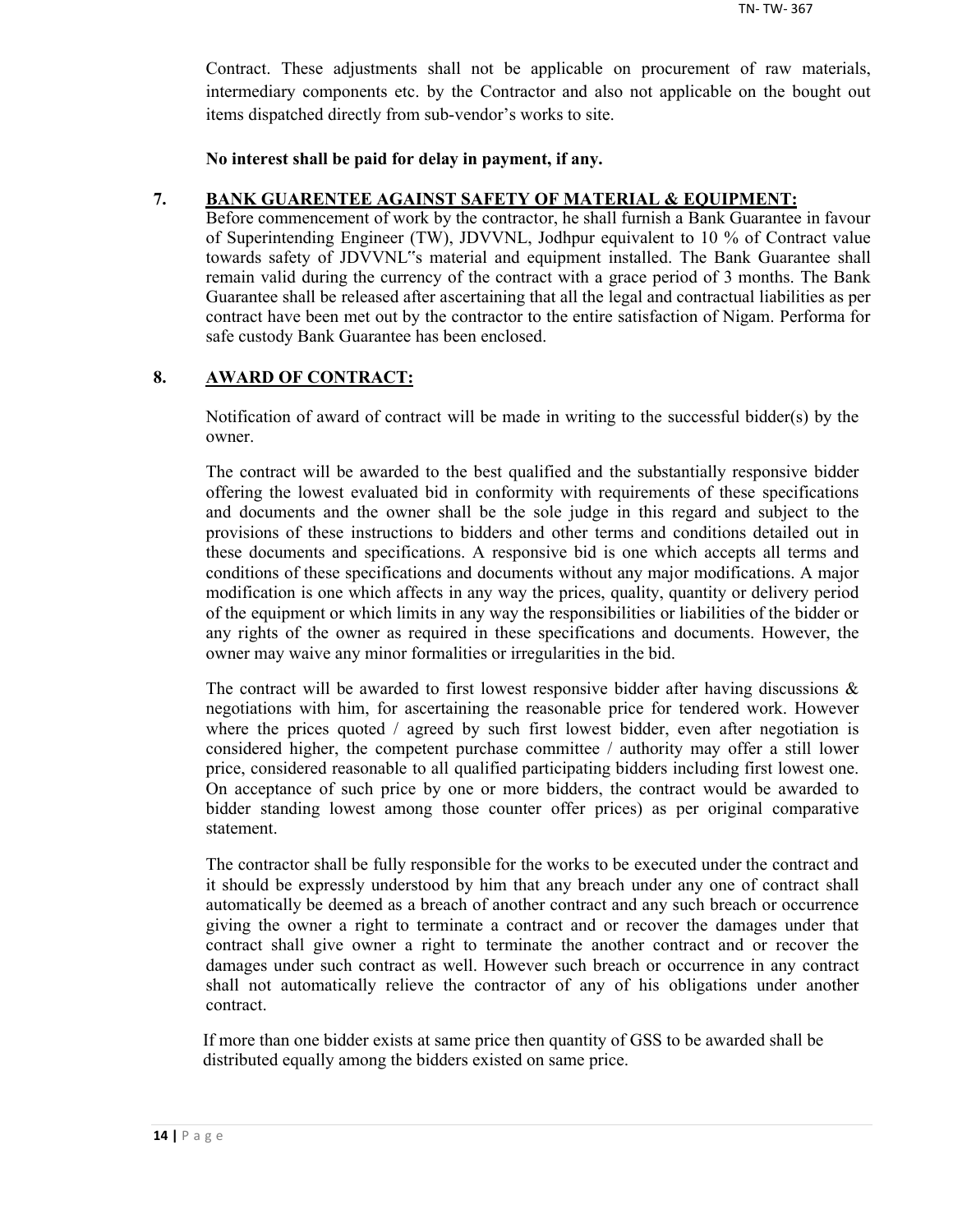Contract. These adjustments shall not be applicable on procurement of raw materials, intermediary components etc. by the Contractor and also not applicable on the bought out items dispatched directly from sub-vendor's works to site.

**No interest shall be paid for delay in payment, if any.**

## 7. BANK GUARENTEE AGAINST SAFETY OF MATERIAL & EQUIPMENT:

Before commencement of work by the contractor, he shall furnish a Bank Guarantee in favour of Superintending Engineer (TW), JDVVNL, Jodhpur equivalent to 10 % of Contract value towards safety of JDVVNL"s material and equipment installed. The Bank Guarantee shall remain valid during the currency of the contract with a grace period of 3 months. The Bank Guarantee shall be released after ascertaining that all the legal and contractual liabilities as per contract have been met out by the contractor to the entire satisfaction of Nigam. Performa for safe custody Bank Guarantee has been enclosed.

## 8. AWARD OF CONTRACT:

Notification of award of contract will be made in writing to the successful bidder(s) by the owner.

The contract will be awarded to the best qualified and the substantially responsive bidder offering the lowest evaluated bid in conformity with requirements of these specifications and documents and the owner shall be the sole judge in this regard and subject to the provisions of these instructions to bidders and other terms and conditions detailed out in these documents and specifications. A responsive bid is one which accepts all terms and conditions of these specifications and documents without any major modifications. A major modification is one which affects in any way the prices, quality, quantity or delivery period of the equipment or which limits in any way the responsibilities or liabilities of the bidder or any rights of the owner as required in these specifications and documents. However, the owner may waive any minor formalities or irregularities in the bid.

The contract will be awarded to first lowest responsive bidder after having discussions & negotiations with him, for ascertaining the reasonable price for tendered work. However where the prices quoted / agreed by such first lowest bidder, even after negotiation is considered higher, the competent purchase committee / authority may offer a still lower price, considered reasonable to all qualified participating bidders including first lowest one. On acceptance of such price by one or more bidders, the contract would be awarded to bidder standing lowest among those counter offer prices) as per original comparative statement.

The contractor shall be fully responsible for the works to be executed under the contract and it should be expressly understood by him that any breach under any one of contract shall automatically be deemed as a breach of another contract and any such breach or occurrence giving the owner a right to terminate a contract and or recover the damages under that contract shall give owner a right to terminate the another contract and or recover the damages under such contract as well. However such breach or occurrence in any contract shall not automatically relieve the contractor of any of his obligations under another contract.

If more than one bidder exists at same price then quantity of GSS to be awarded shall be distributed equally among the bidders existed on same price.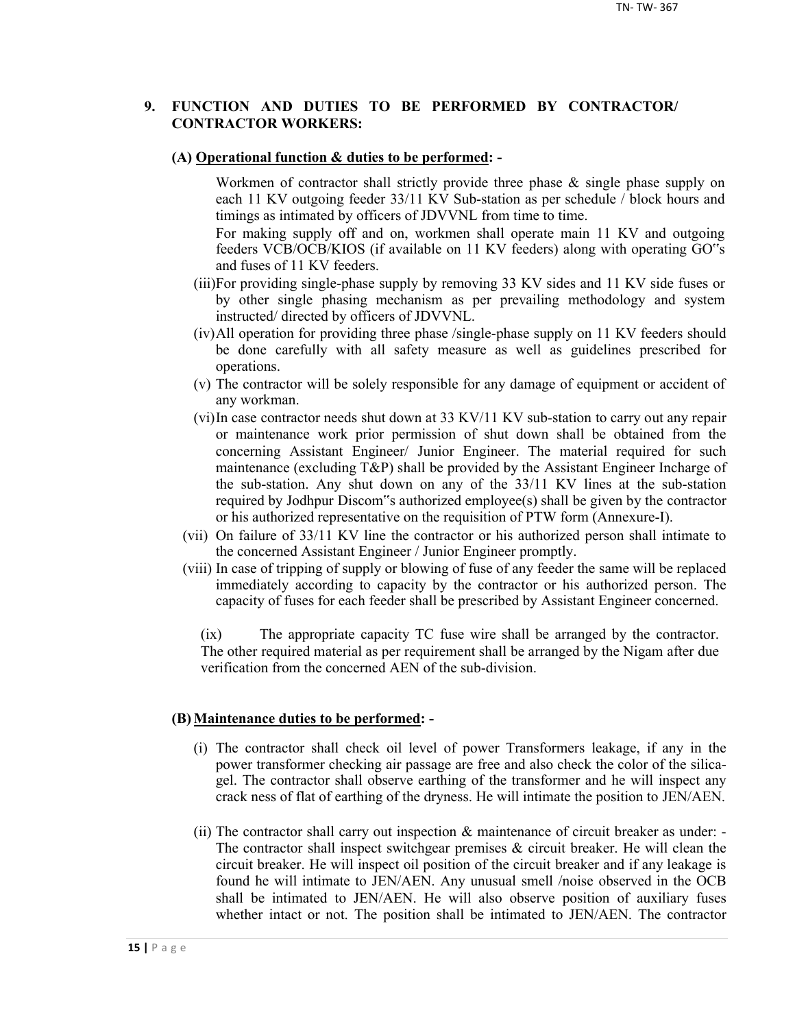## 9. FUNCTION AND DUTIES TO BE PERFORMED BY CONTRACTOR/ CONTRACTOR WORKERS:

### (A) Operational function & duties to be performed: -

Workmen of contractor shall strictly provide three phase & single phase supply on each 11 KV outgoing feeder 33/11 KV Sub-station as per schedule / block hours and timings as intimated by officers of JDVVNL from time to time.

For making supply off and on, workmen shall operate main 11 KV and outgoing feeders VCB/OCB/KIOS (if available on 11 KV feeders) along with operating GO"s and fuses of 11 KV feeders.

(iii) For providing single-phase supply by removing 33 KV sides and 11 KV side fuses or by other single phasing mechanism as per prevailing methodology and system instructed/ directed by officers of JDVVNL.

(iv) All operation for providing three phase /single-phase supply on 11 KV feeders should be done carefully with all safety measure as well as guidelines prescribed for operations.

(v) The contractor will be solely responsible for any damage of equipment or accident of any workman.

(vi) In case contractor needs shut down at 33 KV/11 KV sub-station to carry out any repair or maintenance work prior permission of shut down shall be obtained from the concerning Assistant Engineer/ Junior Engineer. The material required for such maintenance (excluding T&P) shall be provided by the Assistant Engineer Incharge of the sub-station. Any shut down on any of the 33/11 KV lines at the sub-station required by Jodhpur Discom"s authorized employee(s) shall be given by the contractor or his authorized representative on the requisition of PTW form (Annexure-I).

(vii) On failure of 33/11 KV line the contractor or his authorized person shall intimate to the concerned Assistant Engineer / Junior Engineer promptly.

(viii) In case of tripping of supply or blowing of fuse of any feeder the same will be replaced immediately according to capacity by the contractor or his authorized person. The capacity of fuses for each feeder shall be prescribed by Assistant Engineer concerned.

(ix) The appropriate capacity TC fuse wire shall be arranged by the contractor. The other required material as per requirement shall be arranged by the Nigam after due verification from the concerned AEN of the sub-division.

### (B) Maintenance duties to be performed: -

(i) The contractor shall check oil level of power Transformers leakage, if any in the power transformer checking air passage are free and also check the color of the silica-gel. The contractor shall observe earthing of the transformer and he will inspect any crack ness of flat of earthing of the dryness. He will intimate the position to JEN/AEN.

(ii) The contractor shall carry out inspection & maintenance of circuit breaker as under: - The contractor shall inspect switchgear premises & circuit breaker. He will clean the circuit breaker. He will inspect oil position of the circuit breaker and if any leakage is found he will intimate to JEN/AEN. Any unusual smell /noise observed in the OCB shall be intimated to JEN/AEN. He will also observe position of auxiliary fuses whether intact or not. The position shall be intimated to JEN/AEN. The contractor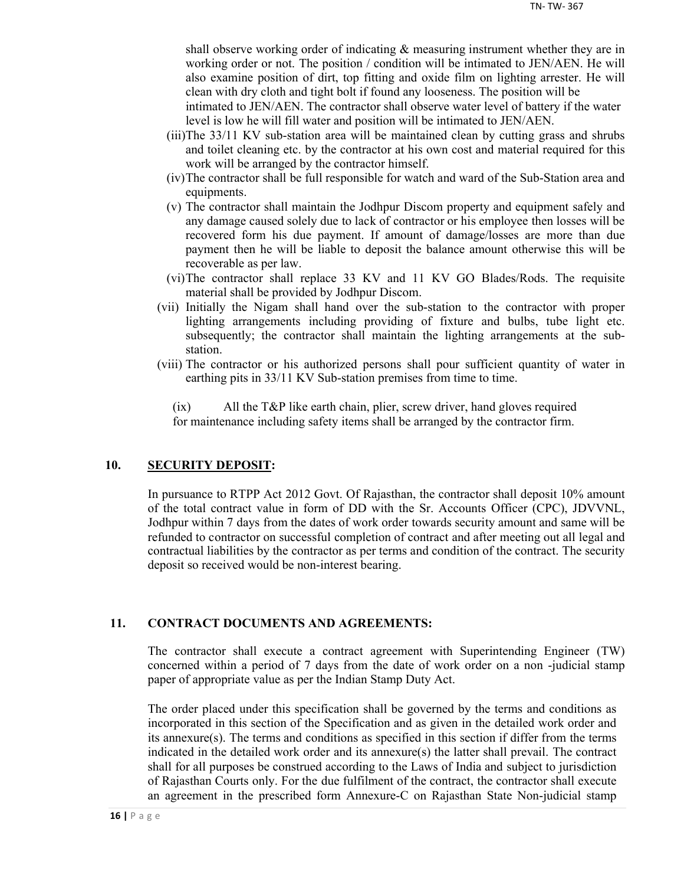shall observe working order of indicating & measuring instrument whether they are in working order or not. The position / condition will be intimated to JEN/AEN. He will also examine position of dirt, top fitting and oxide film on lighting arrester. He will clean with dry cloth and tight bolt if found any looseness. The position will be intimated to JEN/AEN. The contractor shall observe water level of battery if the water level is low he will fill water and position will be intimated to JEN/AEN.

(iii) The 33/11 KV sub-station area will be maintained clean by cutting grass and shrubs and toilet cleaning etc. by the contractor at his own cost and material required for this work will be arranged by the contractor himself.

(iv) The contractor shall be full responsible for watch and ward of the Sub-Station area and equipments.

(v) The contractor shall maintain the Jodhpur Discom property and equipment safely and any damage caused solely due to lack of contractor or his employee then losses will be recovered form his due payment. If amount of damage/losses are more than due payment then he will be liable to deposit the balance amount otherwise this will be recoverable as per law.

(vi) The contractor shall replace 33 KV and 11 KV GO Blades/Rods. The requisite material shall be provided by Jodhpur Discom.

(vii) Initially the Nigam shall hand over the sub-station to the contractor with proper lighting arrangements including providing of fixture and bulbs, tube light etc. subsequently; the contractor shall maintain the lighting arrangements at the sub-station.

(viii) The contractor or his authorized persons shall pour sufficient quantity of water in earthing pits in 33/11 KV Sub-station premises from time to time.

(ix) All the T&P like earth chain, plier, screw driver, hand gloves required for maintenance including safety items shall be arranged by the contractor firm.

## 10. SECURITY DEPOSIT:

In pursuance to RTPP Act 2012 Govt. Of Rajasthan, the contractor shall deposit 10% amount of the total contract value in form of DD with the Sr. Accounts Officer (CPC), JDVVNL, Jodhpur within 7 days from the dates of work order towards security amount and same will be refunded to contractor on successful completion of contract and after meeting out all legal and contractual liabilities by the contractor as per terms and condition of the contract. The security deposit so received would be non-interest bearing.

## 11. CONTRACT DOCUMENTS AND AGREEMENTS:

The contractor shall execute a contract agreement with Superintending Engineer (TW) concerned within a period of 7 days from the date of work order on a non -judicial stamp paper of appropriate value as per the Indian Stamp Duty Act.

The order placed under this specification shall be governed by the terms and conditions as incorporated in this section of the Specification and as given in the detailed work order and its annexure(s). The terms and conditions as specified in this section if differ from the terms indicated in the detailed work order and its annexure(s) the latter shall prevail. The contract shall for all purposes be construed according to the Laws of India and subject to jurisdiction of Rajasthan Courts only. For the due fulfilment of the contract, the contractor shall execute an agreement in the prescribed form Annexure-C on Rajasthan State Non-judicial stamp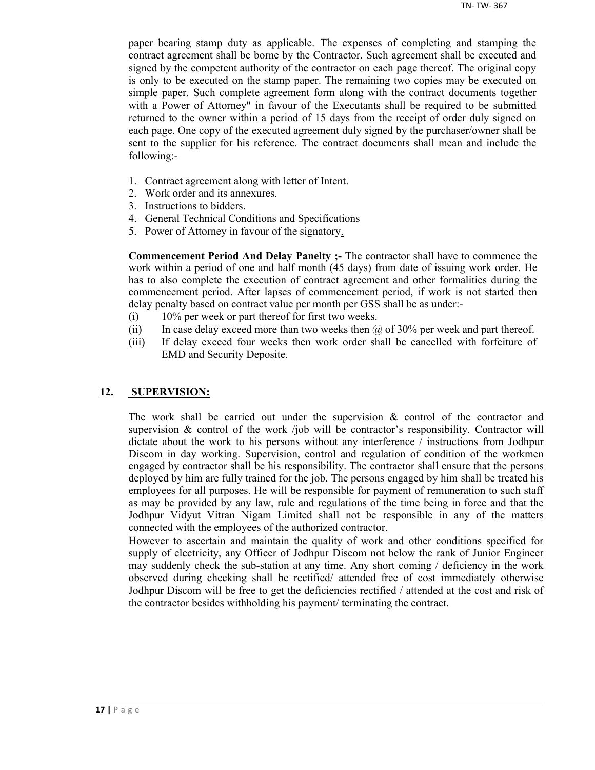paper bearing stamp duty as applicable. The expenses of completing and stamping the contract agreement shall be borne by the Contractor. Such agreement shall be executed and signed by the competent authority of the contractor on each page thereof. The original copy is only to be executed on the stamp paper. The remaining two copies may be executed on simple paper. Such complete agreement form along with the contract documents together with a Power of Attorney" in favour of the Executants shall be required to be submitted returned to the owner within a period of 15 days from the receipt of order duly signed on each page. One copy of the executed agreement duly signed by the purchaser/owner shall be sent to the supplier for his reference. The contract documents shall mean and include the following:-

1. Contract agreement along with letter of Intent.
2. Work order and its annexures.
3. Instructions to bidders.
4. General Technical Conditions and Specifications
5. Power of Attorney in favour of the signatory.

**Commencement Period And Delay Panelty ;-** The contractor shall have to commence the work within a period of one and half month (45 days) from date of issuing work order. He has to also complete the execution of contract agreement and other formalities during the commencement period. After lapses of commencement period, if work is not started then delay penalty based on contract value per month per GSS shall be as under:-

(i) 10% per week or part thereof for first two weeks.

(ii) In case delay exceed more than two weeks then @ of 30% per week and part thereof.

(iii) If delay exceed four weeks then work order shall be cancelled with forfeiture of EMD and Security Deposite.

## 12. SUPERVISION:

The work shall be carried out under the supervision & control of the contractor and supervision & control of the work /job will be contractor's responsibility. Contractor will dictate about the work to his persons without any interference / instructions from Jodhpur Discom in day working. Supervision, control and regulation of condition of the workmen engaged by contractor shall be his responsibility. The contractor shall ensure that the persons deployed by him are fully trained for the job. The persons engaged by him shall be treated his employees for all purposes. He will be responsible for payment of remuneration to such staff as may be provided by any law, rule and regulations of the time being in force and that the Jodhpur Vidyut Vitran Nigam Limited shall not be responsible in any of the matters connected with the employees of the authorized contractor.

However to ascertain and maintain the quality of work and other conditions specified for supply of electricity, any Officer of Jodhpur Discom not below the rank of Junior Engineer may suddenly check the sub-station at any time. Any short coming / deficiency in the work observed during checking shall be rectified/ attended free of cost immediately otherwise Jodhpur Discom will be free to get the deficiencies rectified / attended at the cost and risk of the contractor besides withholding his payment/ terminating the contract.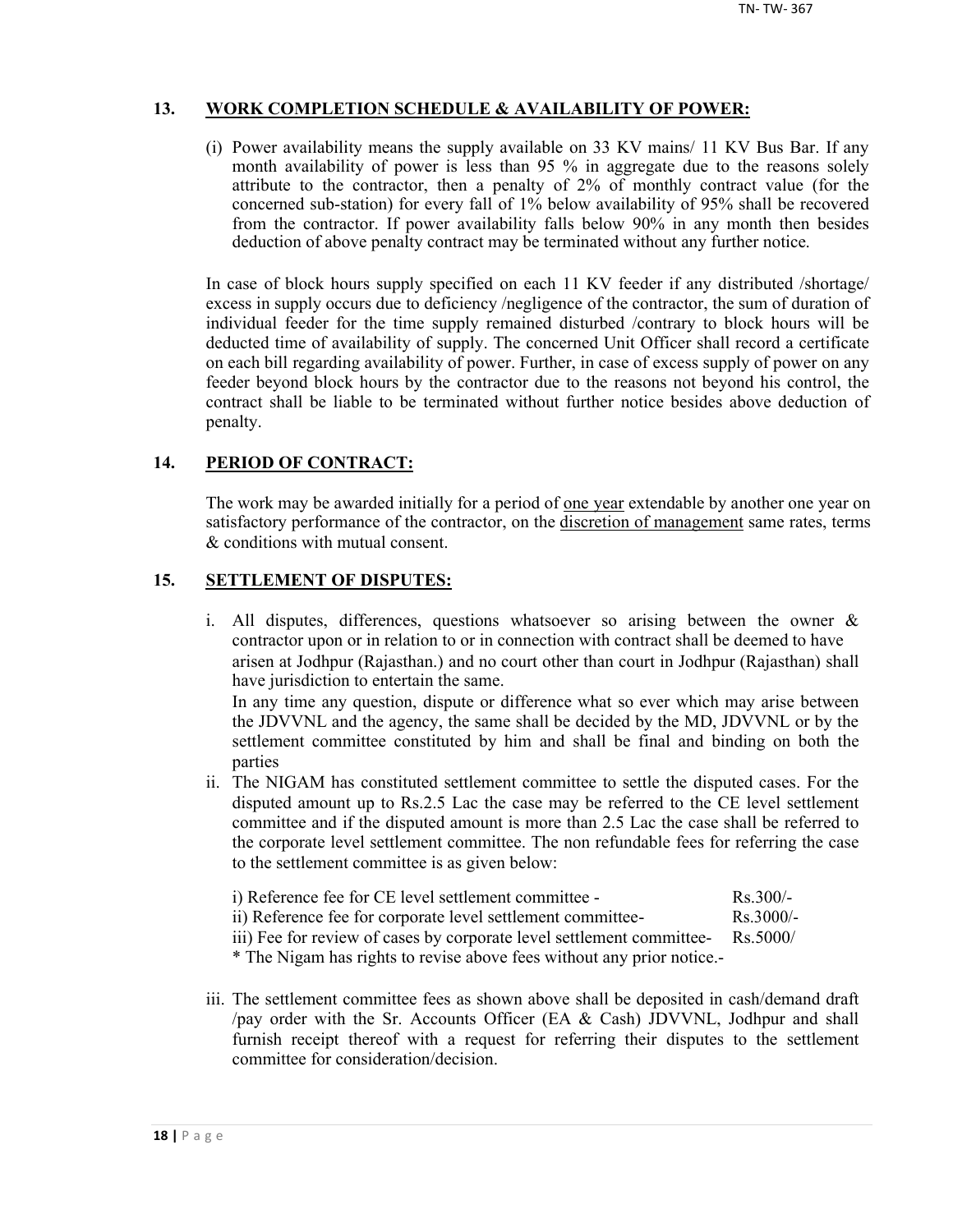## 13. WORK COMPLETION SCHEDULE & AVAILABILITY OF POWER:

(i) Power availability means the supply available on 33 KV mains/ 11 KV Bus Bar. If any month availability of power is less than 95 % in aggregate due to the reasons solely attribute to the contractor, then a penalty of 2% of monthly contract value (for the concerned sub-station) for every fall of 1% below availability of 95% shall be recovered from the contractor. If power availability falls below 90% in any month then besides deduction of above penalty contract may be terminated without any further notice.

In case of block hours supply specified on each 11 KV feeder if any distributed /shortage/ excess in supply occurs due to deficiency /negligence of the contractor, the sum of duration of individual feeder for the time supply remained disturbed /contrary to block hours will be deducted time of availability of supply. The concerned Unit Officer shall record a certificate on each bill regarding availability of power. Further, in case of excess supply of power on any feeder beyond block hours by the contractor due to the reasons not beyond his control, the contract shall be liable to be terminated without further notice besides above deduction of penalty.

## 14. PERIOD OF CONTRACT:

The work may be awarded initially for a period of <u>one year</u> extendable by another one year on satisfactory performance of the contractor, on the <u>discretion of management</u> same rates, terms & conditions with mutual consent.

## 15. SETTLEMENT OF DISPUTES:

i. All disputes, differences, questions whatsoever so arising between the owner & contractor upon or in relation to or in connection with contract shall be deemed to have arisen at Jodhpur (Rajasthan.) and no court other than court in Jodhpur (Rajasthan) shall have jurisdiction to entertain the same.
   In any time any question, dispute or difference what so ever which may arise between the JDVVNL and the agency, the same shall be decided by the MD, JDVVNL or by the settlement committee constituted by him and shall be final and binding on both the parties

ii. The NIGAM has constituted settlement committee to settle the disputed cases. For the disputed amount up to Rs.2.5 Lac the case may be referred to the CE level settlement committee and if the disputed amount is more than 2.5 Lac the case shall be referred to the corporate level settlement committee. The non refundable fees for referring the case to the settlement committee is as given below:

   i) Reference fee for CE level settlement committee - Rs.300/-
   ii) Reference fee for corporate level settlement committee- Rs.3000/-
   iii) Fee for review of cases by corporate level settlement committee- Rs.5000/
   * The Nigam has rights to revise above fees without any prior notice.-

iii. The settlement committee fees as shown above shall be deposited in cash/demand draft /pay order with the Sr. Accounts Officer (EA & Cash) JDVVNL, Jodhpur and shall furnish receipt thereof with a request for referring their disputes to the settlement committee for consideration/decision.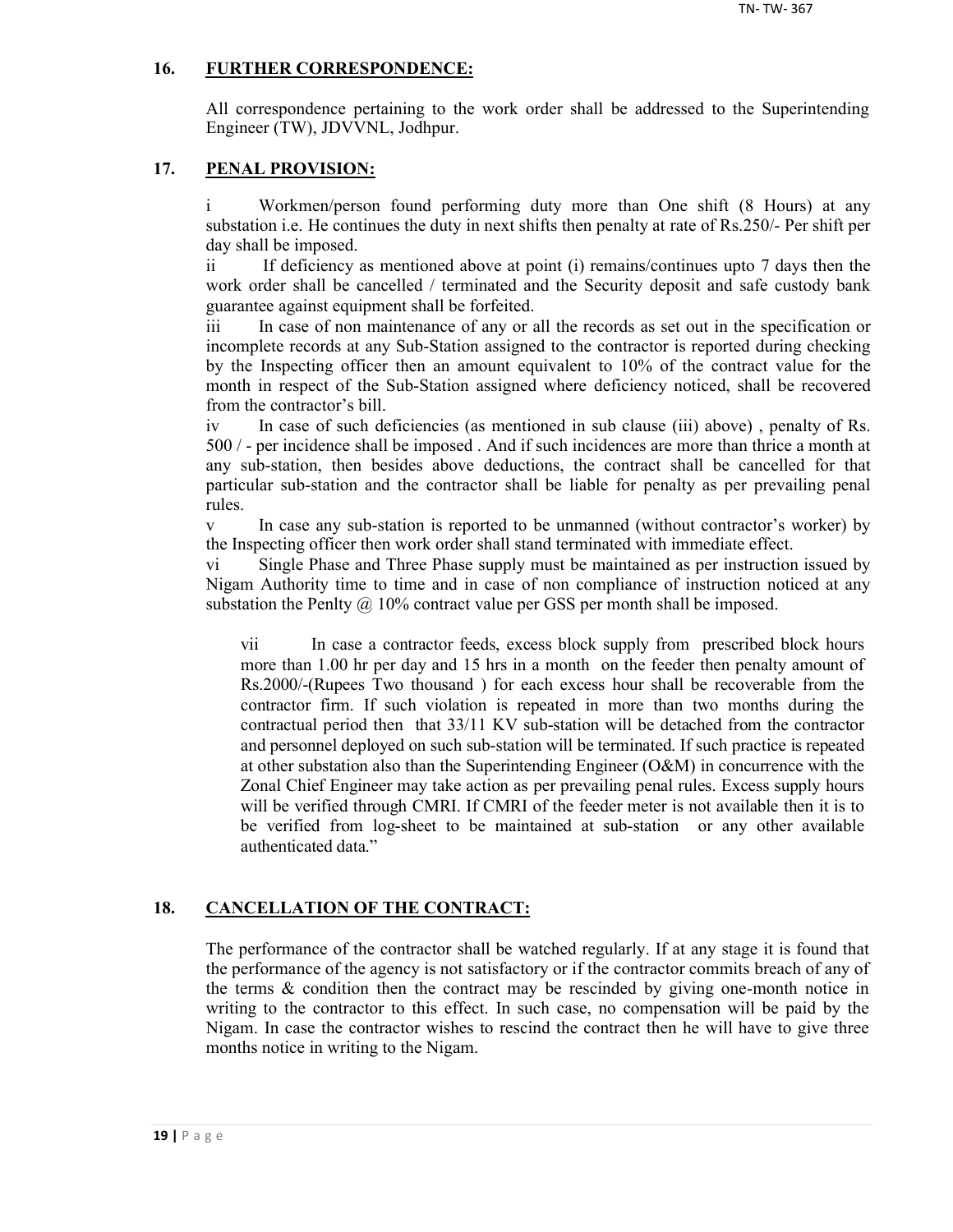## 16. FURTHER CORRESPONDENCE:

All correspondence pertaining to the work order shall be addressed to the Superintending Engineer (TW), JDVVNL, Jodhpur.

## 17. PENAL PROVISION:

i Workmen/person found performing duty more than One shift (8 Hours) at any substation i.e. He continues the duty in next shifts then penalty at rate of Rs.250/- Per shift per day shall be imposed.

ii If deficiency as mentioned above at point (i) remains/continues upto 7 days then the work order shall be cancelled / terminated and the Security deposit and safe custody bank guarantee against equipment shall be forfeited.

iii In case of non maintenance of any or all the records as set out in the specification or incomplete records at any Sub-Station assigned to the contractor is reported during checking by the Inspecting officer then an amount equivalent to 10% of the contract value for the month in respect of the Sub-Station assigned where deficiency noticed, shall be recovered from the contractor's bill.

iv In case of such deficiencies (as mentioned in sub clause (iii) above) , penalty of Rs. 500 / - per incidence shall be imposed . And if such incidences are more than thrice a month at any sub-station, then besides above deductions, the contract shall be cancelled for that particular sub-station and the contractor shall be liable for penalty as per prevailing penal rules.

v In case any sub-station is reported to be unmanned (without contractor's worker) by the Inspecting officer then work order shall stand terminated with immediate effect.

vi Single Phase and Three Phase supply must be maintained as per instruction issued by Nigam Authority time to time and in case of non compliance of instruction noticed at any substation the Penlty @ 10% contract value per GSS per month shall be imposed.

vii In case a contractor feeds, excess block supply from prescribed block hours more than 1.00 hr per day and 15 hrs in a month on the feeder then penalty amount of Rs.2000/-(Rupees Two thousand ) for each excess hour shall be recoverable from the contractor firm. If such violation is repeated in more than two months during the contractual period then that 33/11 KV sub-station will be detached from the contractor and personnel deployed on such sub-station will be terminated. If such practice is repeated at other substation also than the Superintending Engineer (O&M) in concurrence with the Zonal Chief Engineer may take action as per prevailing penal rules. Excess supply hours will be verified through CMRI. If CMRI of the feeder meter is not available then it is to be verified from log-sheet to be maintained at sub-station or any other available authenticated data."

## 18. CANCELLATION OF THE CONTRACT:

The performance of the contractor shall be watched regularly. If at any stage it is found that the performance of the agency is not satisfactory or if the contractor commits breach of any of the terms & condition then the contract may be rescinded by giving one-month notice in writing to the contractor to this effect. In such case, no compensation will be paid by the Nigam. In case the contractor wishes to rescind the contract then he will have to give three months notice in writing to the Nigam.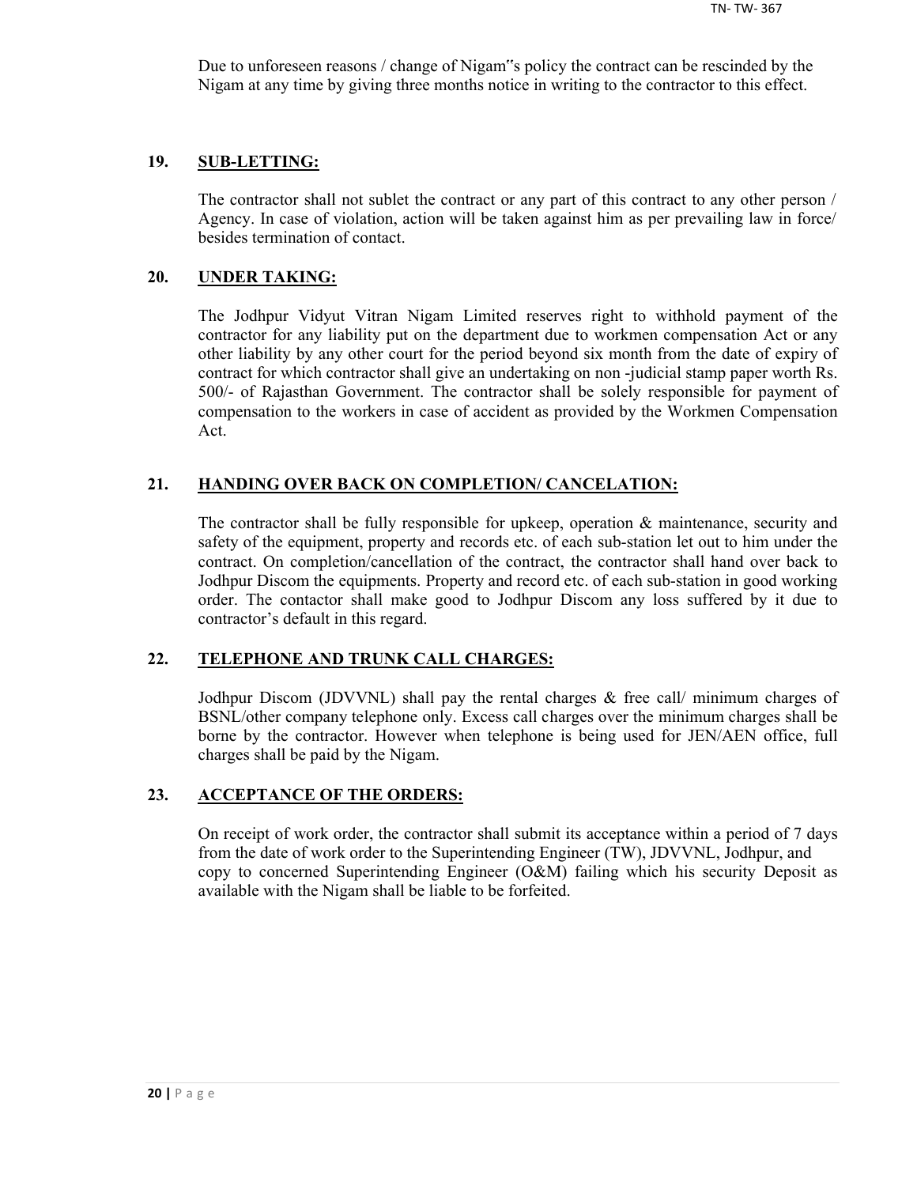Due to unforeseen reasons / change of Nigam"s policy the contract can be rescinded by the Nigam at any time by giving three months notice in writing to the contractor to this effect.

**19. SUB-LETTING:**

The contractor shall not sublet the contract or any part of this contract to any other person / Agency. In case of violation, action will be taken against him as per prevailing law in force/ besides termination of contact.

**20. UNDER TAKING:**

The Jodhpur Vidyut Vitran Nigam Limited reserves right to withhold payment of the contractor for any liability put on the department due to workmen compensation Act or any other liability by any other court for the period beyond six month from the date of expiry of contract for which contractor shall give an undertaking on non -judicial stamp paper worth Rs. 500/- of Rajasthan Government. The contractor shall be solely responsible for payment of compensation to the workers in case of accident as provided by the Workmen Compensation Act.

**21. HANDING OVER BACK ON COMPLETION/ CANCELATION:**

The contractor shall be fully responsible for upkeep, operation & maintenance, security and safety of the equipment, property and records etc. of each sub-station let out to him under the contract. On completion/cancellation of the contract, the contractor shall hand over back to Jodhpur Discom the equipments. Property and record etc. of each sub-station in good working order. The contactor shall make good to Jodhpur Discom any loss suffered by it due to contractor's default in this regard.

**22. TELEPHONE AND TRUNK CALL CHARGES:**

Jodhpur Discom (JDVVNL) shall pay the rental charges & free call/ minimum charges of BSNL/other company telephone only. Excess call charges over the minimum charges shall be borne by the contractor. However when telephone is being used for JEN/AEN office, full charges shall be paid by the Nigam.

**23. ACCEPTANCE OF THE ORDERS:**

On receipt of work order, the contractor shall submit its acceptance within a period of 7 days from the date of work order to the Superintending Engineer (TW), JDVVNL, Jodhpur, and copy to concerned Superintending Engineer (O&M) failing which his security Deposit as available with the Nigam shall be liable to be forfeited.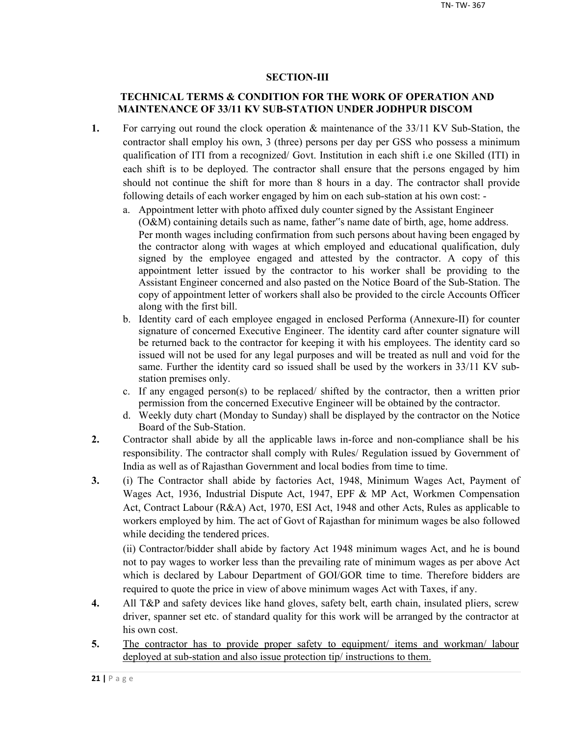## SECTION-III

### TECHNICAL TERMS & CONDITION FOR THE WORK OF OPERATION AND MAINTENANCE OF 33/11 KV SUB-STATION UNDER JODHPUR DISCOM

**1.** For carrying out round the clock operation & maintenance of the 33/11 KV Sub-Station, the contractor shall employ his own, 3 (three) persons per day per GSS who possess a minimum qualification of ITI from a recognized/ Govt. Institution in each shift i.e one Skilled (ITI) in each shift is to be deployed. The contractor shall ensure that the persons engaged by him should not continue the shift for more than 8 hours in a day. The contractor shall provide following details of each worker engaged by him on each sub-station at his own cost: -

a. Appointment letter with photo affixed duly counter signed by the Assistant Engineer (O&M) containing details such as name, father"s name date of birth, age, home address. Per month wages including confirmation from such persons about having been engaged by the contractor along with wages at which employed and educational qualification, duly signed by the employee engaged and attested by the contractor. A copy of this appointment letter issued by the contractor to his worker shall be providing to the Assistant Engineer concerned and also pasted on the Notice Board of the Sub-Station. The copy of appointment letter of workers shall also be provided to the circle Accounts Officer along with the first bill.

b. Identity card of each employee engaged in enclosed Performa (Annexure-II) for counter signature of concerned Executive Engineer. The identity card after counter signature will be returned back to the contractor for keeping it with his employees. The identity card so issued will not be used for any legal purposes and will be treated as null and void for the same. Further the identity card so issued shall be used by the workers in 33/11 KV sub-station premises only.

c. If any engaged person(s) to be replaced/ shifted by the contractor, then a written prior permission from the concerned Executive Engineer will be obtained by the contractor.

d. Weekly duty chart (Monday to Sunday) shall be displayed by the contractor on the Notice Board of the Sub-Station.

**2.** Contractor shall abide by all the applicable laws in-force and non-compliance shall be his responsibility. The contractor shall comply with Rules/ Regulation issued by Government of India as well as of Rajasthan Government and local bodies from time to time.

**3.** (i) The Contractor shall abide by factories Act, 1948, Minimum Wages Act, Payment of Wages Act, 1936, Industrial Dispute Act, 1947, EPF & MP Act, Workmen Compensation Act, Contract Labour (R&A) Act, 1970, ESI Act, 1948 and other Acts, Rules as applicable to workers employed by him. The act of Govt of Rajasthan for minimum wages be also followed while deciding the tendered prices.

(ii) Contractor/bidder shall abide by factory Act 1948 minimum wages Act, and he is bound not to pay wages to worker less than the prevailing rate of minimum wages as per above Act which is declared by Labour Department of GOI/GOR time to time. Therefore bidders are required to quote the price in view of above minimum wages Act with Taxes, if any.

**4.** All T&P and safety devices like hand gloves, safety belt, earth chain, insulated pliers, screw driver, spanner set etc. of standard quality for this work will be arranged by the contractor at his own cost.

**5.** <u>The contractor has to provide proper safety to equipment/ items and workman/ labour deployed at sub-station and also issue protection tip/ instructions to them.</u>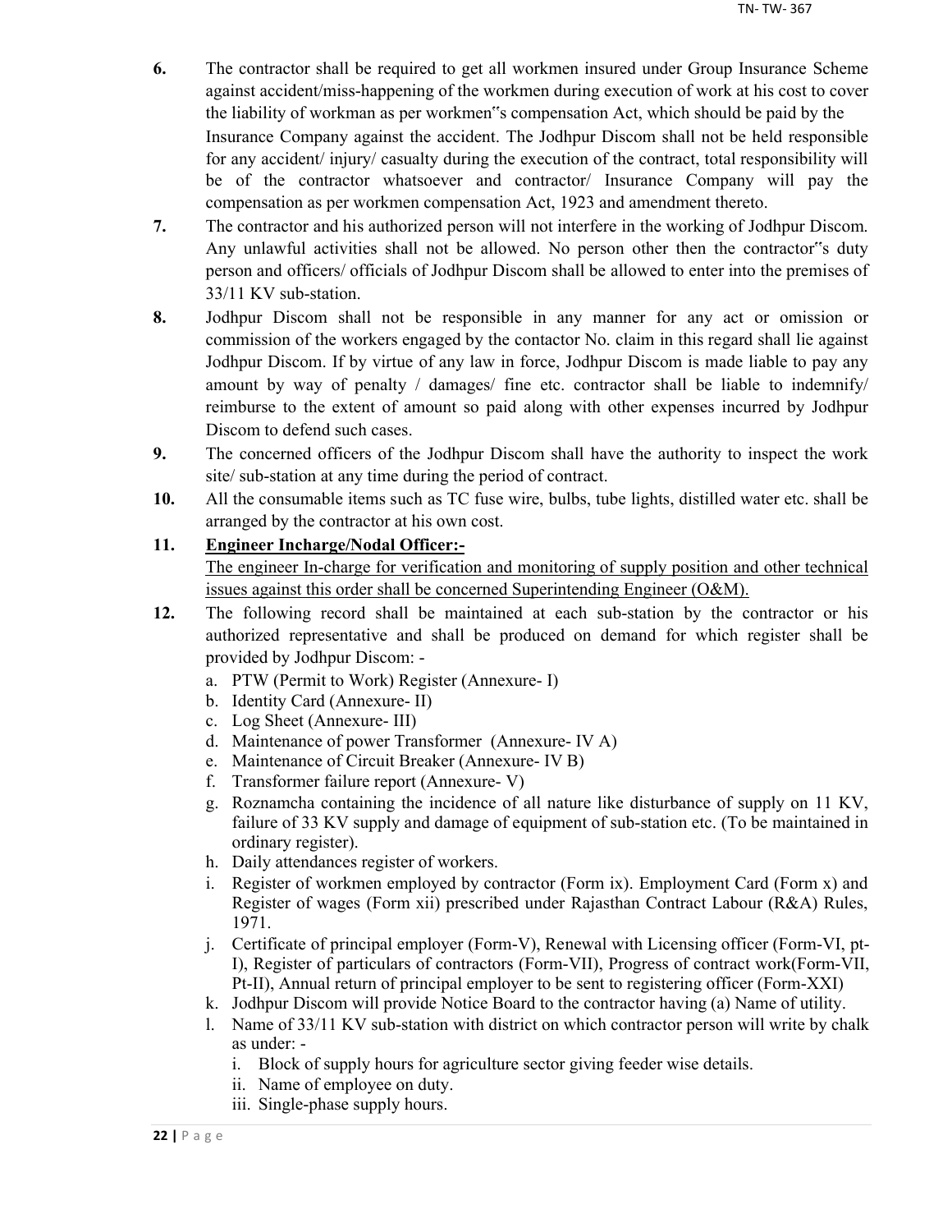6. The contractor shall be required to get all workmen insured under Group Insurance Scheme against accident/miss-happening of the workmen during execution of work at his cost to cover the liability of workman as per workmen"s compensation Act, which should be paid by the Insurance Company against the accident. The Jodhpur Discom shall not be held responsible for any accident/ injury/ casualty during the execution of the contract, total responsibility will be of the contractor whatsoever and contractor/ Insurance Company will pay the compensation as per workmen compensation Act, 1923 and amendment thereto.

7. The contractor and his authorized person will not interfere in the working of Jodhpur Discom. Any unlawful activities shall not be allowed. No person other then the contractor"s duty person and officers/ officials of Jodhpur Discom shall be allowed to enter into the premises of 33/11 KV sub-station.

8. Jodhpur Discom shall not be responsible in any manner for any act or omission or commission of the workers engaged by the contactor No. claim in this regard shall lie against Jodhpur Discom. If by virtue of any law in force, Jodhpur Discom is made liable to pay any amount by way of penalty / damages/ fine etc. contractor shall be liable to indemnify/ reimburse to the extent of amount so paid along with other expenses incurred by Jodhpur Discom to defend such cases.

9. The concerned officers of the Jodhpur Discom shall have the authority to inspect the work site/ sub-station at any time during the period of contract.

10. All the consumable items such as TC fuse wire, bulbs, tube lights, distilled water etc. shall be arranged by the contractor at his own cost.

11. **Engineer Incharge/Nodal Officer:-**
The engineer In-charge for verification and monitoring of supply position and other technical issues against this order shall be concerned Superintending Engineer (O&M).

12. The following record shall be maintained at each sub-station by the contractor or his authorized representative and shall be produced on demand for which register shall be provided by Jodhpur Discom: -
    a. PTW (Permit to Work) Register (Annexure- I)
    b. Identity Card (Annexure- II)
    c. Log Sheet (Annexure- III)
    d. Maintenance of power Transformer (Annexure- IV A)
    e. Maintenance of Circuit Breaker (Annexure- IV B)
    f. Transformer failure report (Annexure- V)
    g. Roznamcha containing the incidence of all nature like disturbance of supply on 11 KV, failure of 33 KV supply and damage of equipment of sub-station etc. (To be maintained in ordinary register).
    h. Daily attendances register of workers.
    i. Register of workmen employed by contractor (Form ix). Employment Card (Form x) and Register of wages (Form xii) prescribed under Rajasthan Contract Labour (R&A) Rules, 1971.
    j. Certificate of principal employer (Form-V), Renewal with Licensing officer (Form-VI, pt-I), Register of particulars of contractors (Form-VII), Progress of contract work(Form-VII, Pt-II), Annual return of principal employer to be sent to registering officer (Form-XXI)
    k. Jodhpur Discom will provide Notice Board to the contractor having (a) Name of utility.
    l. Name of 33/11 KV sub-station with district on which contractor person will write by chalk as under: -
        i. Block of supply hours for agriculture sector giving feeder wise details.
        ii. Name of employee on duty.
        iii. Single-phase supply hours.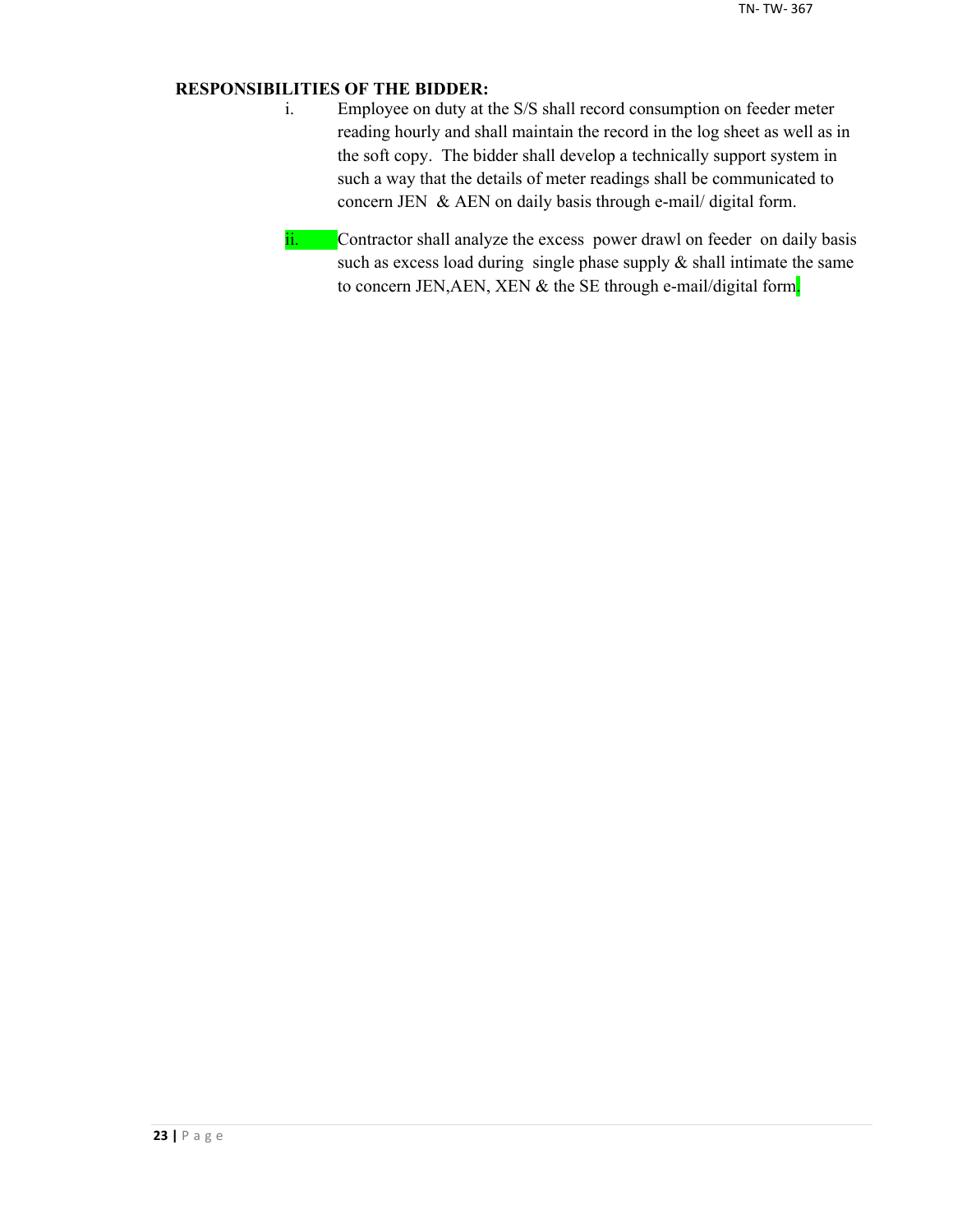**RESPONSIBILITIES OF THE BIDDER:**

i. Employee on duty at the S/S shall record consumption on feeder meter reading hourly and shall maintain the record in the log sheet as well as in the soft copy. The bidder shall develop a technically support system in such a way that the details of meter readings shall be communicated to concern JEN & AEN on daily basis through e-mail/ digital form.

ii. Contractor shall analyze the excess power drawl on feeder on daily basis such as excess load during single phase supply & shall intimate the same to concern JEN,AEN, XEN & the SE through e-mail/digital form.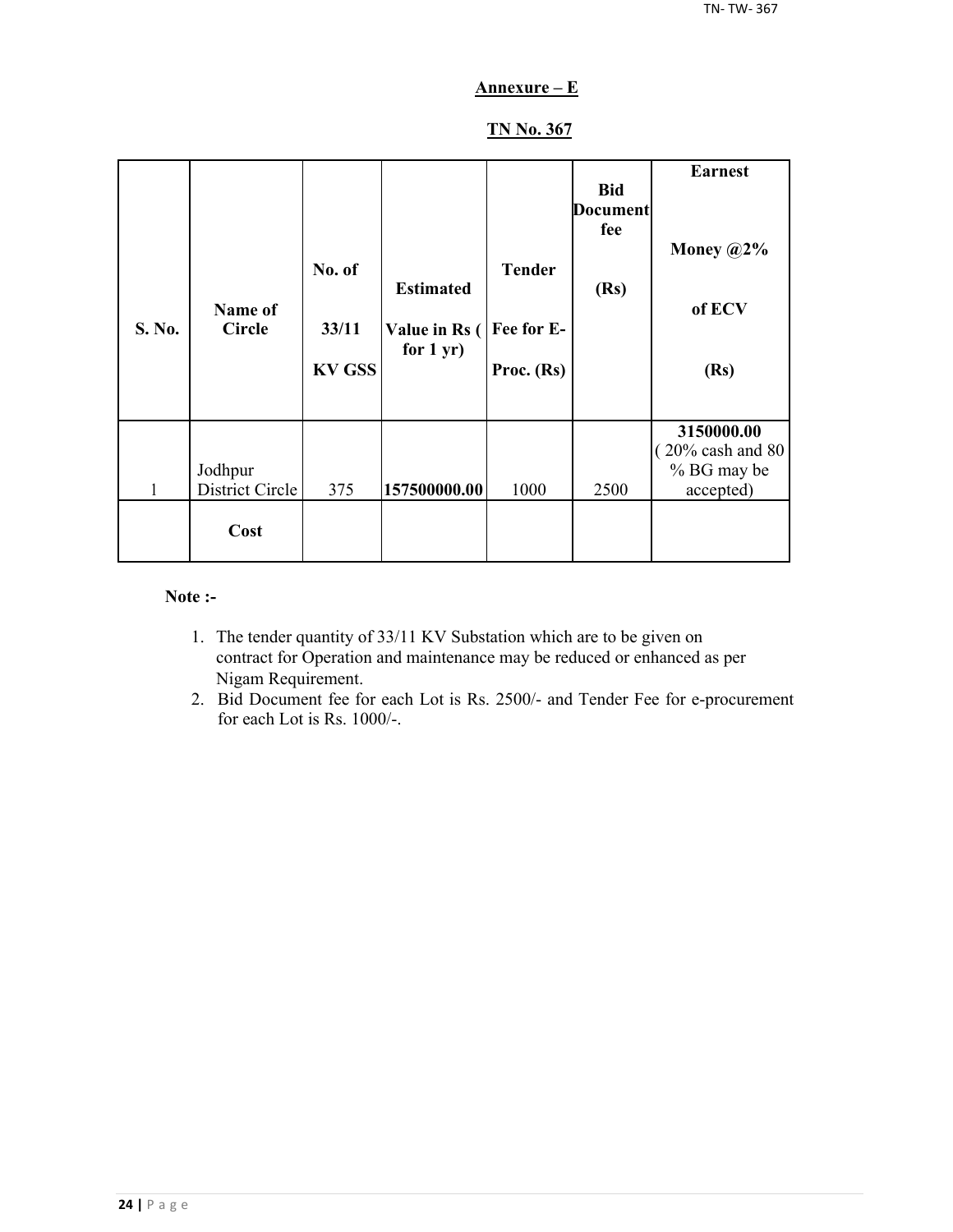## Annexure – E

## TN No. 367

| S. No. | Name of Circle | No. of 33/11 KV GSS | Estimated Value in Rs ( for 1 yr) | Tender Fee for E-Proc. (Rs) | Bid Document fee (Rs) | Earnest Money @2% of ECV (Rs) |
|---|---|---|---|---|---|---|
| 1 | Jodhpur District Circle | 375 | **157500000.00** | 1000 | 2500 | **3150000.00** ( 20% cash and 80 % BG may be accepted) |
| | **Cost** | | | | | |

**Note :-**

1. The tender quantity of 33/11 KV Substation which are to be given on contract for Operation and maintenance may be reduced or enhanced as per Nigam Requirement.
2. Bid Document fee for each Lot is Rs. 2500/- and Tender Fee for e-procurement for each Lot is Rs. 1000/-.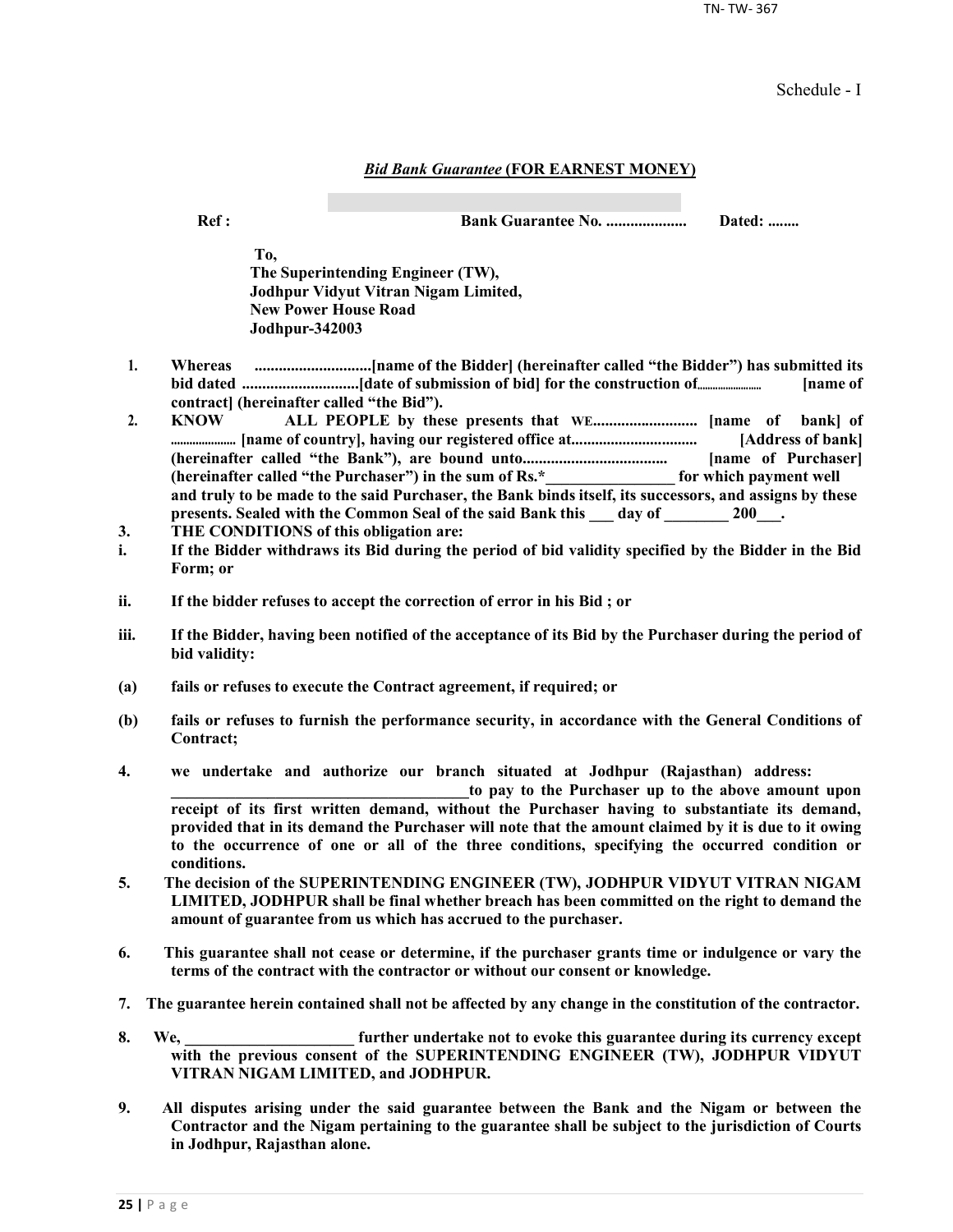Schedule - I

## *Bid Bank Guarantee* (FOR EARNEST MONEY)

**Ref : Bank Guarantee No. .................... Dated: ........**

**To,**
**The Superintending Engineer (TW),**
**Jodhpur Vidyut Vitran Nigam Limited,**
**New Power House Road**
**Jodhpur-342003**

1. **Whereas .............................[name of the Bidder] (hereinafter called "the Bidder") has submitted its bid dated .............................[date of submission of bid] for the construction of........................ [name of contract] (hereinafter called "the Bid").**
2. **KNOW ALL PEOPLE by these presents that WE.......................... [name of bank] of ..................... [name of country], having our registered office at................................ [Address of bank] (hereinafter called "the Bank"), are bound unto.................................... [name of Purchaser] (hereinafter called "the Purchaser") in the sum of Rs.*________________ for which payment well and truly to be made to the said Purchaser, the Bank binds itself, its successors, and assigns by these presents. Sealed with the Common Seal of the said Bank this ___ day of ________ 200___.**
3. **THE CONDITIONS of this obligation are:**

i. **If the Bidder withdraws its Bid during the period of bid validity specified by the Bidder in the Bid Form; or**

ii. **If the bidder refuses to accept the correction of error in his Bid ; or**

iii. **If the Bidder, having been notified of the acceptance of its Bid by the Purchaser during the period of bid validity:**

(a) **fails or refuses to execute the Contract agreement, if required; or**

(b) **fails or refuses to furnish the performance security, in accordance with the General Conditions of Contract;**

4. **we undertake and authorize our branch situated at Jodhpur (Rajasthan) address: ______________________________________to pay to the Purchaser up to the above amount upon receipt of its first written demand, without the Purchaser having to substantiate its demand, provided that in its demand the Purchaser will note that the amount claimed by it is due to it owing to the occurrence of one or all of the three conditions, specifying the occurred condition or conditions.**
5. **The decision of the SUPERINTENDING ENGINEER (TW), JODHPUR VIDYUT VITRAN NIGAM LIMITED, JODHPUR shall be final whether breach has been committed on the right to demand the amount of guarantee from us which has accrued to the purchaser.**
6. **This guarantee shall not cease or determine, if the purchaser grants time or indulgence or vary the terms of the contract with the contractor or without our consent or knowledge.**
7. **The guarantee herein contained shall not be affected by any change in the constitution of the contractor.**
8. **We, _____________________ further undertake not to evoke this guarantee during its currency except with the previous consent of the SUPERINTENDING ENGINEER (TW), JODHPUR VIDYUT VITRAN NIGAM LIMITED, and JODHPUR.**
9. **All disputes arising under the said guarantee between the Bank and the Nigam or between the Contractor and the Nigam pertaining to the guarantee shall be subject to the jurisdiction of Courts in Jodhpur, Rajasthan alone.**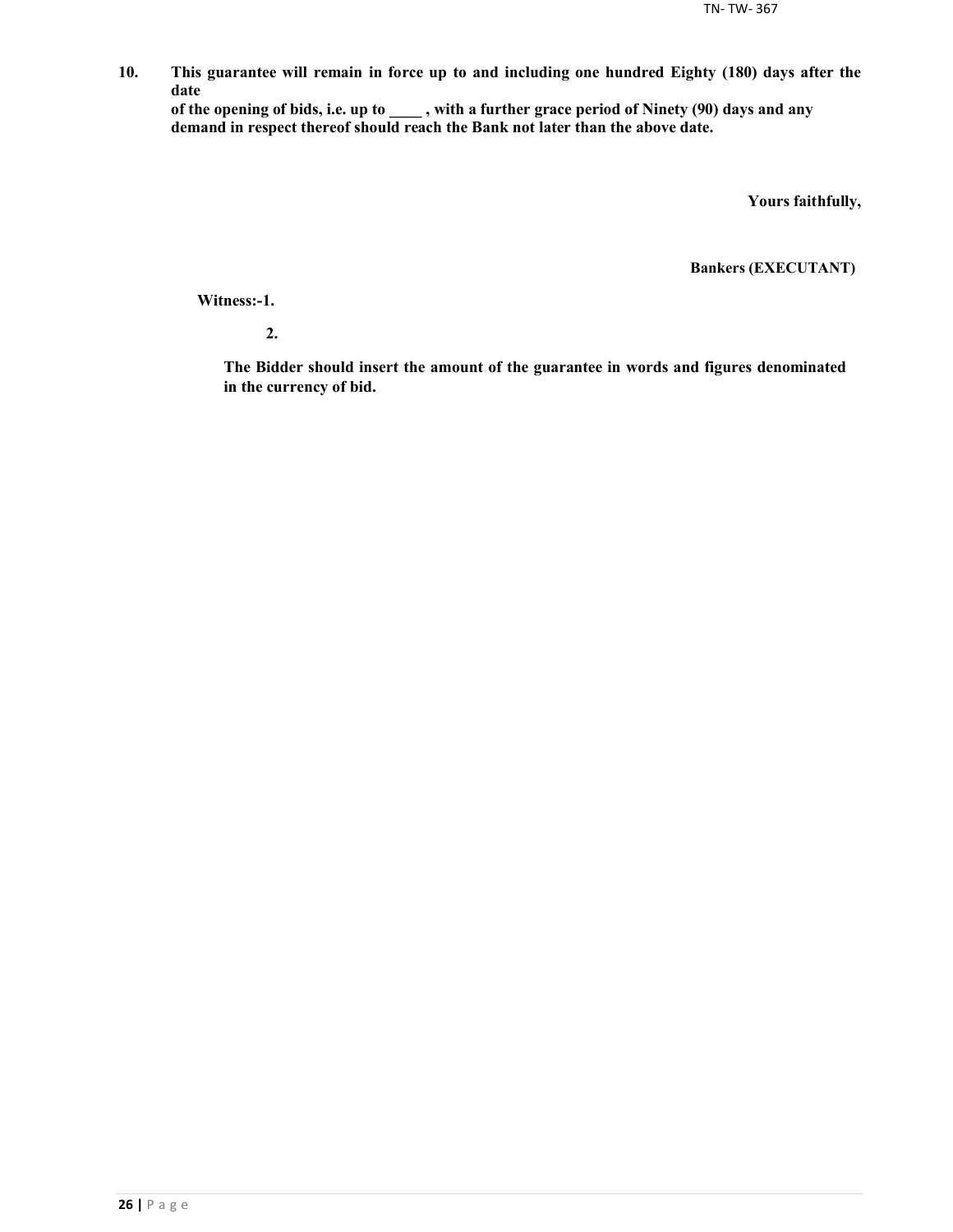**10. This guarantee will remain in force up to and including one hundred Eighty (180) days after the date of the opening of bids, i.e. up to ____ , with a further grace period of Ninety (90) days and any demand in respect thereof should reach the Bank not later than the above date.**

**Yours faithfully,**

**Bankers (EXECUTANT)**

**Witness:-1.**

**2.**

**The Bidder should insert the amount of the guarantee in words and figures denominated in the currency of bid.**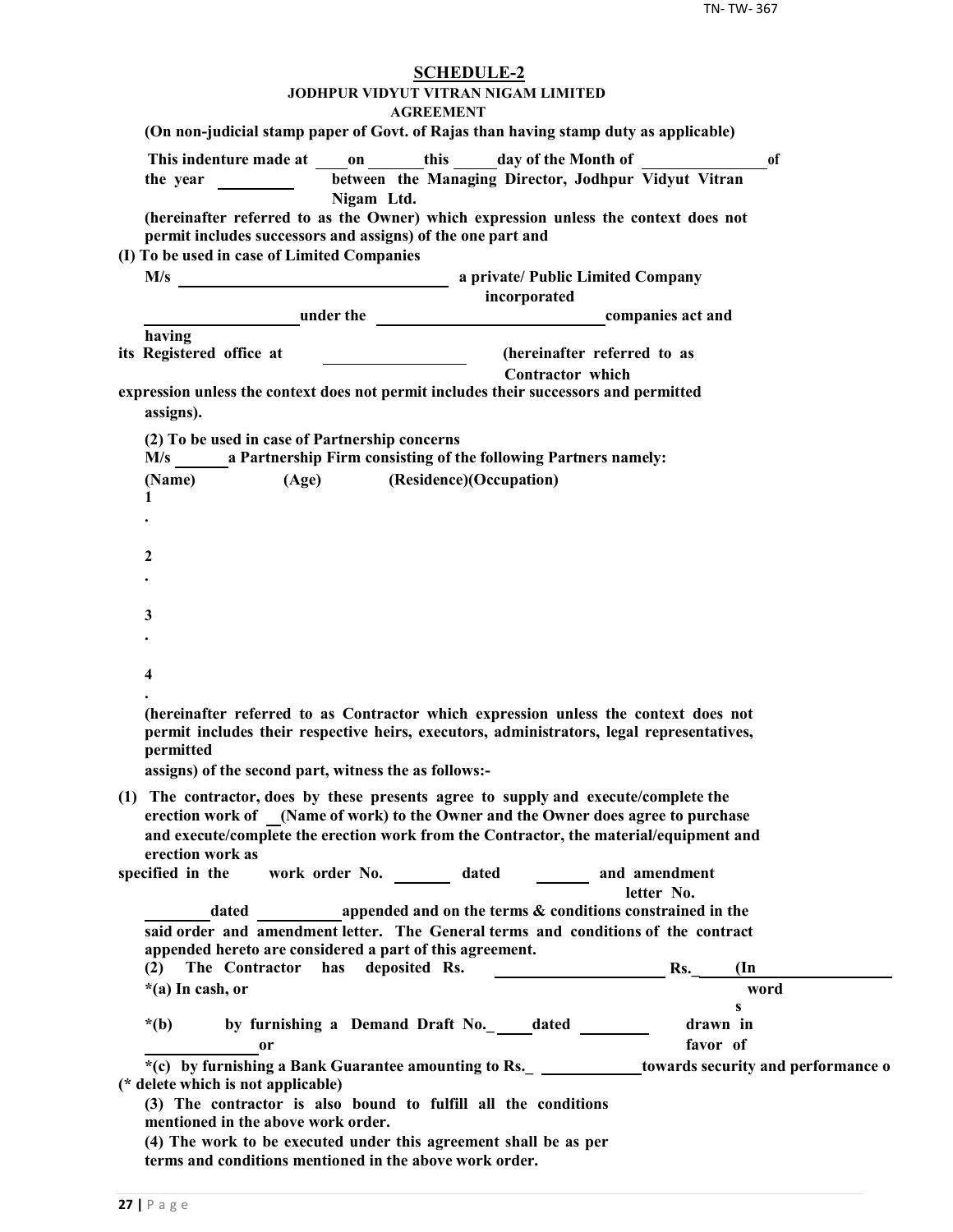# SCHEDULE-2

## JODHPUR VIDYUT VITRAN NIGAM LIMITED

## AGREEMENT

**(On non-judicial stamp paper of Govt. of Rajas than having stamp duty as applicable)**

**This indenture made at \_\_\_\_on \_\_\_\_\_\_\_this \_\_\_\_\_day of the Month of \_\_\_\_\_\_\_\_\_\_\_\_\_\_\_of the year \_\_\_\_\_\_\_\_\_\_ between the Managing Director, Jodhpur Vidyut Vitran Nigam Ltd.**

**(hereinafter referred to as the Owner) which expression unless the context does not permit includes successors and assigns) of the one part and**

**(I) To be used in case of Limited Companies**

**M/s \_\_\_\_\_\_\_\_\_\_\_\_\_\_\_\_\_\_\_\_\_\_\_\_\_\_\_\_\_\_\_\_\_\_ a private/ Public Limited Company incorporated \_\_\_\_\_\_\_\_\_\_\_\_\_\_\_\_\_\_\_\_under the \_\_\_\_\_\_\_\_\_\_\_\_\_\_\_\_\_\_\_\_\_\_\_\_\_\_\_\_\_companies act and having its Registered office at \_\_\_\_\_\_\_\_\_\_\_\_\_\_\_\_\_\_ (hereinafter referred to as Contractor which expression unless the context does not permit includes their successors and permitted assigns).**

**(2) To be used in case of Partnership concerns**

**M/s \_\_\_\_\_\_\_a Partnership Firm consisting of the following Partners namely:**

**(Name) (Age) (Residence)(Occupation)**

**1.**

**2.**

**3.**

**4.**

**(hereinafter referred to as Contractor which expression unless the context does not permit includes their respective heirs, executors, administrators, legal representatives, permitted assigns) of the second part, witness the as follows:-**

**(1) The contractor, does by these presents agree to supply and execute/complete the erection work of \_\_(Name of work) to the Owner and the Owner does agree to purchase and execute/complete the erection work from the Contractor, the material/equipment and erection work as specified in the work order No. \_\_\_\_\_\_\_ dated \_\_\_\_\_\_\_ and amendment letter No. \_\_\_\_\_\_\_\_dated \_\_\_\_\_\_\_\_\_\_appended and on the terms & conditions constrained in the said order and amendment letter. The General terms and conditions of the contract appended hereto are considered a part of this agreement.**

**(2) The Contractor has deposited Rs. \_\_\_\_\_\_\_\_\_\_\_\_\_\_\_\_\_\_\_\_\_ Rs.\_\_\_\_\_(In words**

**\*(a) In cash, or**

**\*(b) by furnishing a Demand Draft No.\_\_\_\_\_dated \_\_\_\_\_\_\_\_\_ drawn in favor of \_\_\_\_\_\_\_\_\_\_\_\_\_\_or**

**\*(c) by furnishing a Bank Guarantee amounting to Rs.\_ \_\_\_\_\_\_\_\_\_\_\_\_\_towards security and performance o**

**(\* delete which is not applicable)**

**(3) The contractor is also bound to fulfill all the conditions mentioned in the above work order.**

**(4) The work to be executed under this agreement shall be as per terms and conditions mentioned in the above work order.**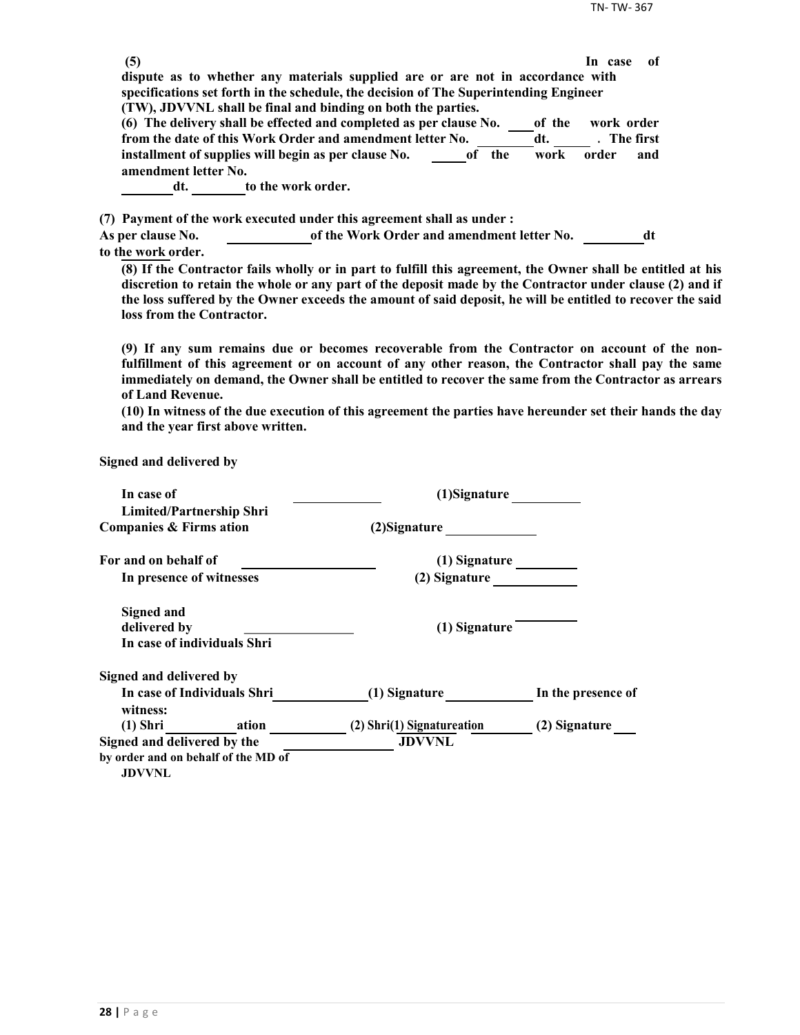**(5) In case of dispute as to whether any materials supplied are or are not in accordance with specifications set forth in the schedule, the decision of The Superintending Engineer (TW), JDVVNL shall be final and binding on both the parties.**

**(6) The delivery shall be effected and completed as per clause No. ____ of the work order from the date of this Work Order and amendment letter No. ________ dt. ______ . The first installment of supplies will begin as per clause No. _____ of the work order and amendment letter No. ________ dt. ________ to the work order.**

**(7) Payment of the work executed under this agreement shall as under :**
**As per clause No. ____________ of the Work Order and amendment letter No. _________ dt to the work order.**

**(8) If the Contractor fails wholly or in part to fulfill this agreement, the Owner shall be entitled at his discretion to retain the whole or any part of the deposit made by the Contractor under clause (2) and if the loss suffered by the Owner exceeds the amount of said deposit, he will be entitled to recover the said loss from the Contractor.**

**(9) If any sum remains due or becomes recoverable from the Contractor on account of the non-fulfillment of this agreement or on account of any other reason, the Contractor shall pay the same immediately on demand, the Owner shall be entitled to recover the same from the Contractor as arrears of Land Revenue.**

**(10) In witness of the due execution of this agreement the parties have hereunder set their hands the day and the year first above written.**

**Signed and delivered by**

**In case of Limited/Partnership Shri ____________ (1)Signature __________**
**Companies & Firms ation (2)Signature _____________**

**For and on behalf of ____________________ (1) Signature _________**
**In presence of witnesses (2) Signature ____________**

**Signed and delivered by ________________ (1) Signature _________**
**In case of individuals Shri**

**Signed and delivered by**
**In case of Individuals Shri ______________ (1) Signature ____________ In the presence of witness:**
**(1) Shri __________ ation ___________ (2) Shri(1) Signatureation ________ (2) Signature ___**
**Signed and delivered by the ________________ JDVVNL**
**by order and on behalf of the MD of JDVVNL**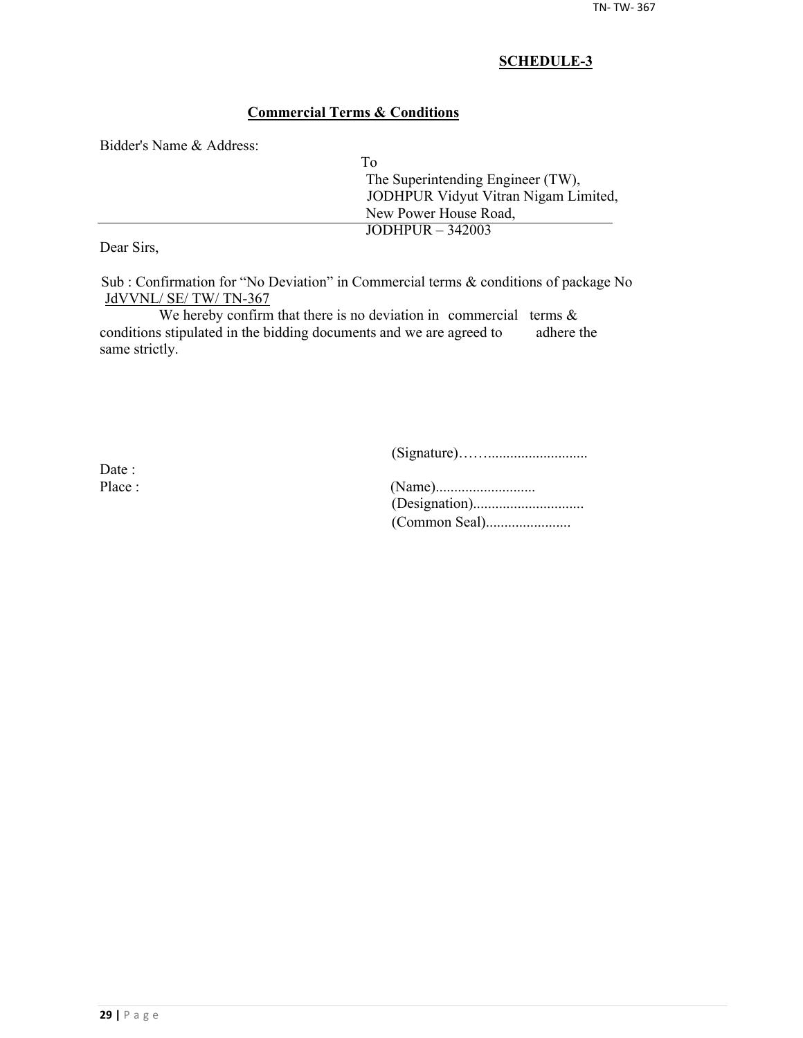## SCHEDULE-3

### Commercial Terms & Conditions

Bidder's Name & Address:

To
The Superintending Engineer (TW),
JODHPUR Vidyut Vitran Nigam Limited,
New Power House Road,
JODHPUR – 342003

Dear Sirs,

Sub : Confirmation for "No Deviation" in Commercial terms & conditions of package No JdVVNL/ SE/ TW/ TN-367

We hereby confirm that there is no deviation in commercial terms & conditions stipulated in the bidding documents and we are agreed to adhere the same strictly.

(Signature)…….........................

Date :

Place :

(Name)..........................

(Designation).............................

(Common Seal).......................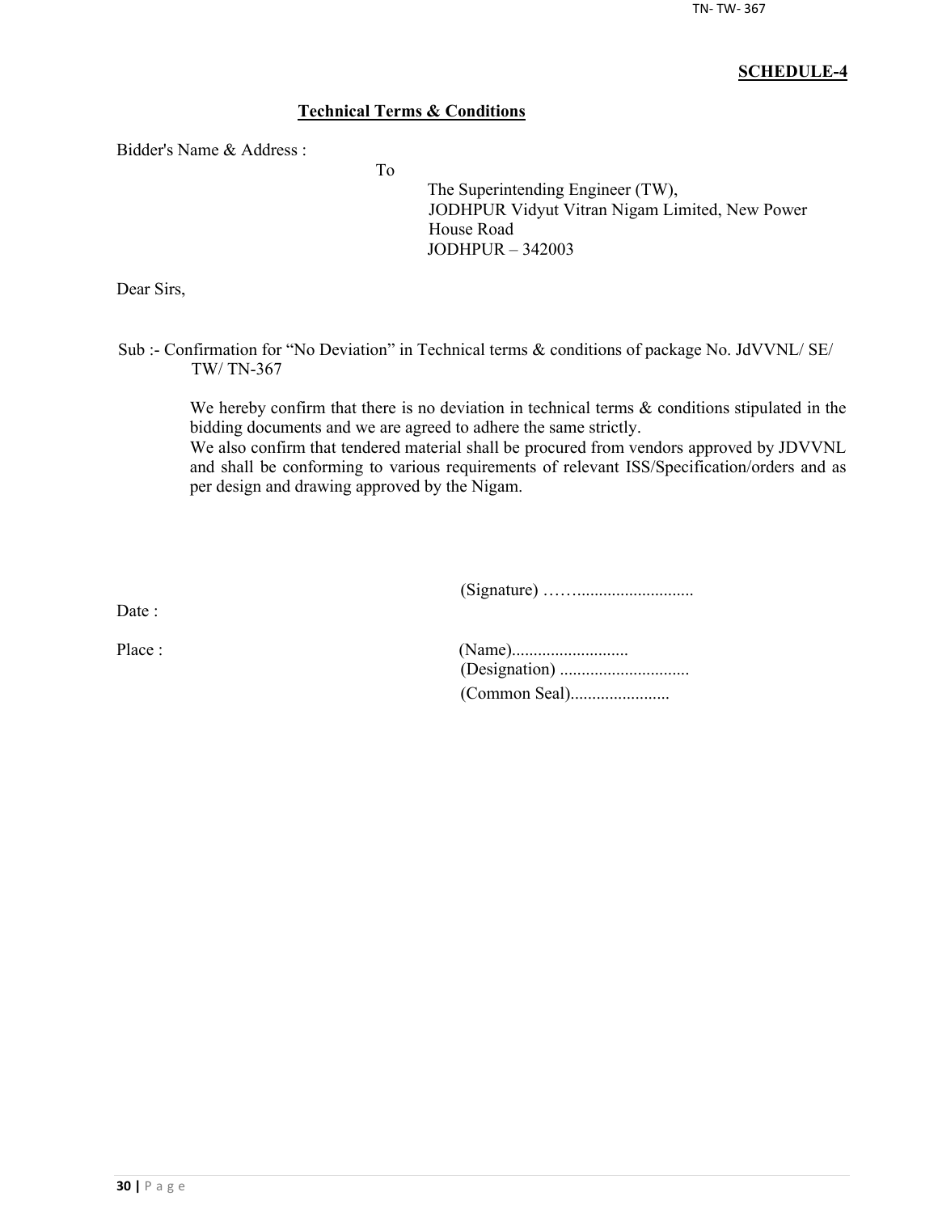**SCHEDULE-4**

## Technical Terms & Conditions

Bidder's Name & Address :

To

The Superintending Engineer (TW),
JODHPUR Vidyut Vitran Nigam Limited, New Power House Road
JODHPUR – 342003

Dear Sirs,

Sub :- Confirmation for "No Deviation" in Technical terms & conditions of package No. JdVVNL/ SE/ TW/ TN-367

We hereby confirm that there is no deviation in technical terms & conditions stipulated in the bidding documents and we are agreed to adhere the same strictly.
We also confirm that tendered material shall be procured from vendors approved by JDVVNL and shall be conforming to various requirements of relevant ISS/Specification/orders and as per design and drawing approved by the Nigam.

(Signature) ……..........................

Date :

Place :

(Name)..........................
(Designation) .............................
(Common Seal).......................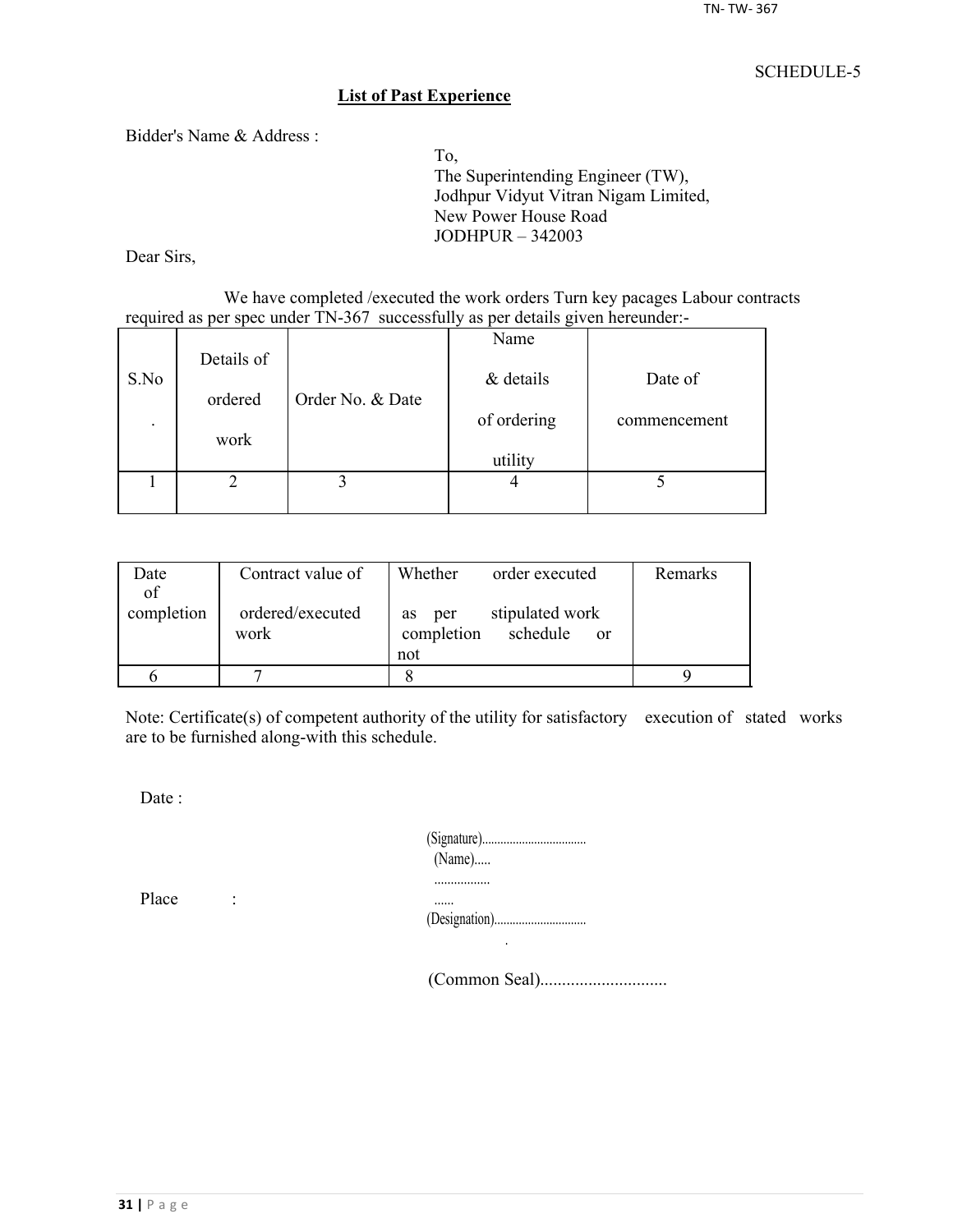SCHEDULE-5

## List of Past Experience

Bidder's Name & Address :

To,
The Superintending Engineer (TW),
Jodhpur Vidyut Vitran Nigam Limited,
New Power House Road
JODHPUR – 342003

Dear Sirs,

We have completed /executed the work orders Turn key pacages Labour contracts required as per spec under TN-367 successfully as per details given hereunder:-

| S.No. | Details of ordered work | Order No. & Date | Name & details of ordering utility | Date of commencement |
|---|---|---|---|---|
| 1 | 2 | 3 | 4 | 5 |

| Date of completion | Contract value of ordered/executed work | Whether order executed as per stipulated work completion schedule or not | Remarks |
|---|---|---|---|
| 6 | 7 | 8 | 9 |

Note: Certificate(s) of competent authority of the utility for satisfactory execution of stated works are to be furnished along-with this schedule.

Date :

Place :

(Signature)..................................
(Name).....
.................
......
(Designation)..............................

(Common Seal)............................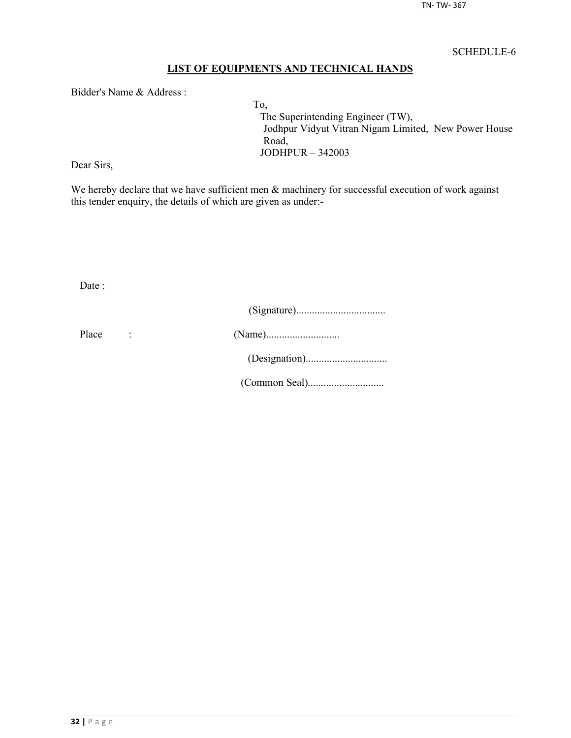SCHEDULE-6

## LIST OF EQUIPMENTS AND TECHNICAL HANDS

Bidder's Name & Address :

To,
The Superintending Engineer (TW),
Jodhpur Vidyut Vitran Nigam Limited, New Power House Road,
JODHPUR – 342003

Dear Sirs,

We hereby declare that we have sufficient men & machinery for successful execution of work against this tender enquiry, the details of which are given as under:-

Date :

(Signature)..................................

Place :

(Name)............................

(Designation)...............................

(Common Seal).............................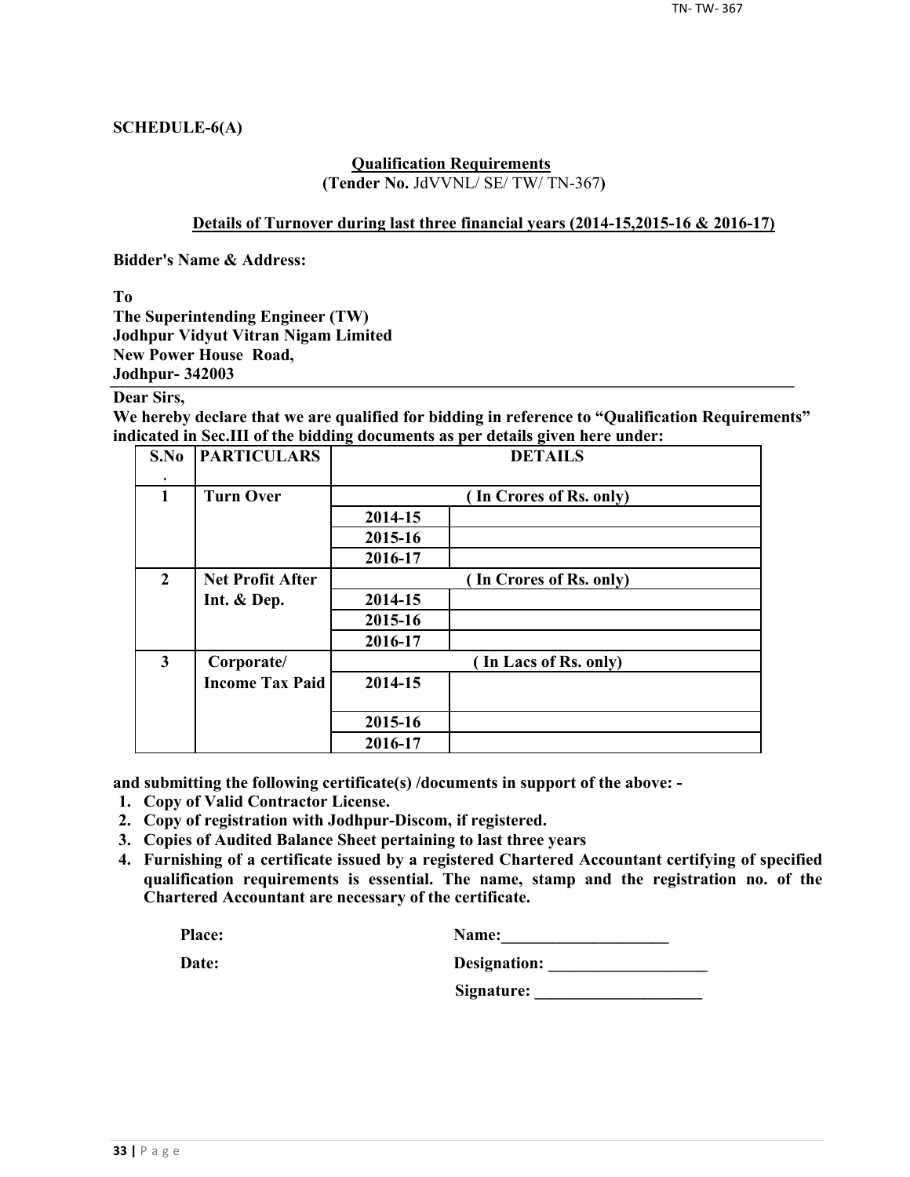**SCHEDULE-6(A)**

**Qualification Requirements**

**(Tender No.** JdVVNL/ SE/ TW/ TN-367**)**

**Details of Turnover during last three financial years (2014-15,2015-16 & 2016-17)**

**Bidder's Name & Address:**

**To**
**The Superintending Engineer (TW)**
**Jodhpur Vidyut Vitran Nigam Limited**
**New Power House Road,**
**Jodhpur- 342003**

**Dear Sirs,**

**We hereby declare that we are qualified for bidding in reference to "Qualification Requirements" indicated in Sec.III of the bidding documents as per details given here under:**

| S.No. | PARTICULARS | DETAILS | |
|---|---|---|---|
| 1 | Turn Over | ( In Crores of Rs. only) | |
| | | 2014-15 | |
| | | 2015-16 | |
| | | 2016-17 | |
| 2 | Net Profit After Int. & Dep. | ( In Crores of Rs. only) | |
| | | 2014-15 | |
| | | 2015-16 | |
| | | 2016-17 | |
| 3 | Corporate/ Income Tax Paid | ( In Lacs of Rs. only) | |
| | | 2014-15 | |
| | | 2015-16 | |
| | | 2016-17 | |

**and submitting the following certificate(s) /documents in support of the above: -**

1. **Copy of Valid Contractor License.**
2. **Copy of registration with Jodhpur-Discom, if registered.**
3. **Copies of Audited Balance Sheet pertaining to last three years**
4. **Furnishing of a certificate issued by a registered Chartered Accountant certifying of specified qualification requirements is essential. The name, stamp and the registration no. of the Chartered Accountant are necessary of the certificate.**

**Place:** **Name:**\_\_\_\_\_\_\_\_\_\_\_\_\_\_\_\_\_\_\_\_

**Date:** **Designation:** \_\_\_\_\_\_\_\_\_\_\_\_\_\_\_\_\_\_\_

**Signature:** \_\_\_\_\_\_\_\_\_\_\_\_\_\_\_\_\_\_\_\_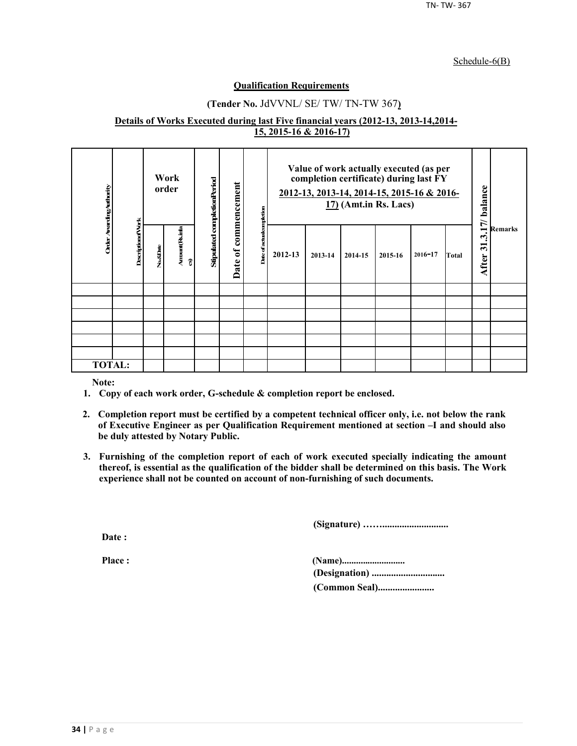Schedule-6(B)

**Qualification Requirements**

**(Tender No.** JdVVNL/ SE/ TW/ TN-TW 367**)**

**Details of Works Executed during last Five financial years (2012-13, 2013-14,2014-15, 2015-16 & 2016-17)**

| Order Awarding Authority | Description of Work | Work order | | Stipulated completion Period | Date of commencement | Date of actual completion | Value of work actually executed (as per completion certificate) during last FY 2012-13, 2013-14, 2014-15, 2015-16 & 2016-17) (Amt.in Rs. Lacs) | | | | | | After 31.3.17/ balance | Remarks |
|---|---|---|---|---|---|---|---|---|---|---|---|---|---|---|
| | | No.&Date | Amount (Rs. in lacs) | | | | 2012-13 | 2013-14 | 2014-15 | 2015-16 | 2016-17 | Total | | |
| | | | | | | | | | | | | | | |
| | | | | | | | | | | | | | | |
| | | | | | | | | | | | | | | |
| | | | | | | | | | | | | | | |
| | | | | | | | | | | | | | | |
| | | | | | | | | | | | | | | |
| **TOTAL:** | | | | | | | | | | | | | | |

**Note:**

1. **Copy of each work order, G-schedule & completion report be enclosed.**
2. **Completion report must be certified by a competent technical officer only, i.e. not below the rank of Executive Engineer as per Qualification Requirement mentioned at section –I and should also be duly attested by Notary Public.**
3. **Furnishing of the completion report of each of work executed specially indicating the amount thereof, is essential as the qualification of the bidder shall be determined on this basis. The Work experience shall not be counted on account of non-furnishing of such documents.**

**(Signature) ……..........................**

**Date :**

**Place :**

**(Name)..........................**
**(Designation) .............................**
**(Common Seal).......................**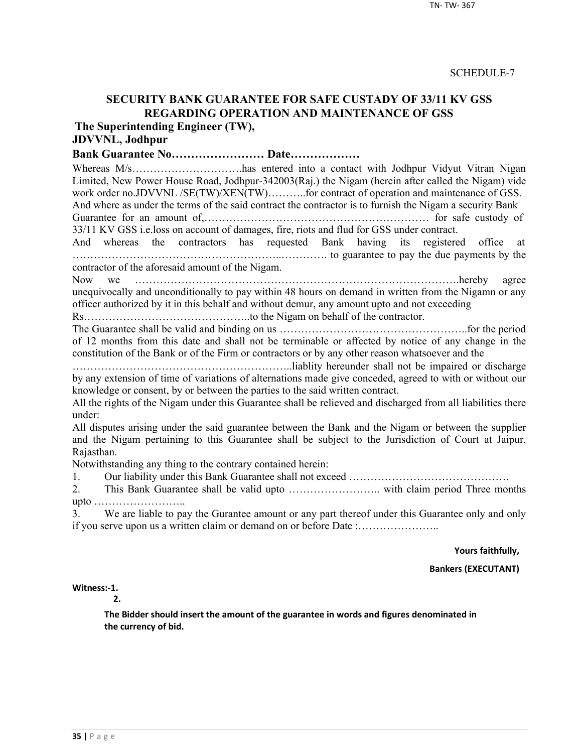SCHEDULE-7

## SECURITY BANK GUARANTEE FOR SAFE CUSTADY OF 33/11 KV GSS REGARDING OPERATION AND MAINTENANCE OF GSS

**The Superintending Engineer (TW),**
**JDVVNL, Jodhpur**

**Bank Guarantee No…………………… Date………………**

Whereas M/s………………………….has entered into a contact with Jodhpur Vidyut Vitran Nigan Limited, New Power House Road, Jodhpur-342003(Raj.) the Nigam (herein after called the Nigam) vide work order no.JDVVNL /SE(TW)/XEN(TW)………..for contract of operation and maintenance of GSS. And where as under the terms of the said contract the contractor is to furnish the Nigam a security Bank Guarantee for an amount of,……………………………………………………… for safe custody of 33/11 KV GSS i.e.loss on account of damages, fire, riots and flud for GSS under contract.

And whereas the contractors has requested Bank having its registered office at …………………………………………………..…………. to guarantee to pay the due payments by the contractor of the aforesaid amount of the Nigam.

Now we …………………………………………………………………………….hereby agree unequivocally and unconditionally to pay within 48 hours on demand in written from the Nigamn or any officer authorized by it in this behalf and without demur, any amount upto and not exceeding Rs………………………………………..to the Nigam on behalf of the contractor.

The Guarantee shall be valid and binding on us ……………………………………………..for the period of 12 months from this date and shall not be terminable or affected by notice of any change in the constitution of the Bank or of the Firm or contractors or by any other reason whatsoever and the …………………………………………………..liablity hereunder shall not be impaired or discharge by any extension of time of variations of alternations made give conceded, agreed to with or without our knowledge or consent, by or between the parties to the said written contract.

All the rights of the Nigam under this Guarantee shall be relieved and discharged from all liabilities there under:

All disputes arising under the said guarantee between the Bank and the Nigam or between the supplier and the Nigam pertaining to this Guarantee shall be subject to the Jurisdiction of Court at Jaipur, Rajasthan.

Notwithstanding any thing to the contrary contained herein:

1. Our liability under this Bank Guarantee shall not exceed ………………………………………
2. This Bank Guarantee shall be valid upto …………………….. with claim period Three months upto ……………………..
3. We are liable to pay the Gurantee amount or any part thereof under this Guarantee only and only if you serve upon us a written claim or demand on or before Date :…………………..

**Yours faithfully,**

**Bankers (EXECUTANT)**

**Witness:-1.**

**2.**

**The Bidder should insert the amount of the guarantee in words and figures denominated in the currency of bid.**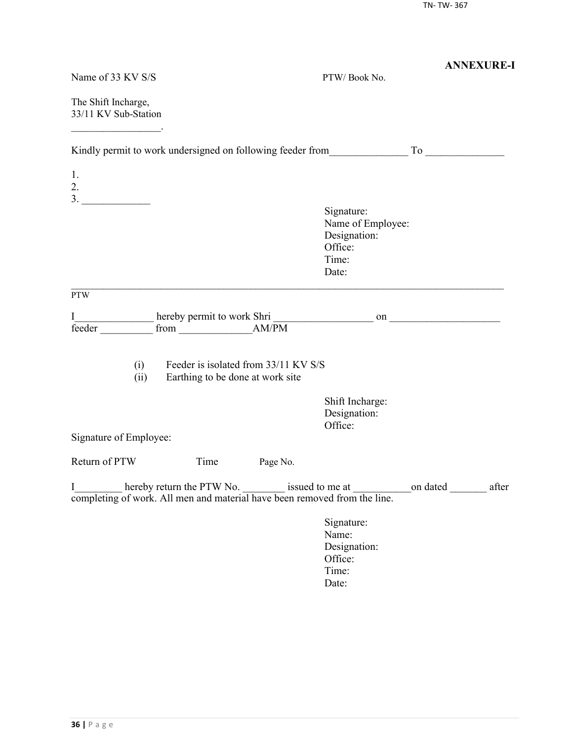**ANNEXURE-I**

Name of 33 KV S/S PTW/ Book No.

The Shift Incharge,
33/11 KV Sub-Station
_________________.

Kindly permit to work undersigned on following feeder from_______________ To _______________

1.
2.
3. _____________

Signature:
Name of Employee:
Designation:
Office:
Time:
Date:

---

PTW

I_______________ hereby permit to work Shri ___________________ on _____________________ feeder __________ from ______________AM/PM

(i) Feeder is isolated from 33/11 KV S/S
(ii) Earthing to be done at work site

Shift Incharge:
Designation:
Office:

Signature of Employee:

Return of PTW Time Page No.

I_________ hereby return the PTW No. ________ issued to me at ___________on dated _______ after completing of work. All men and material have been removed from the line.

Signature:
Name:
Designation:
Office:
Time:
Date: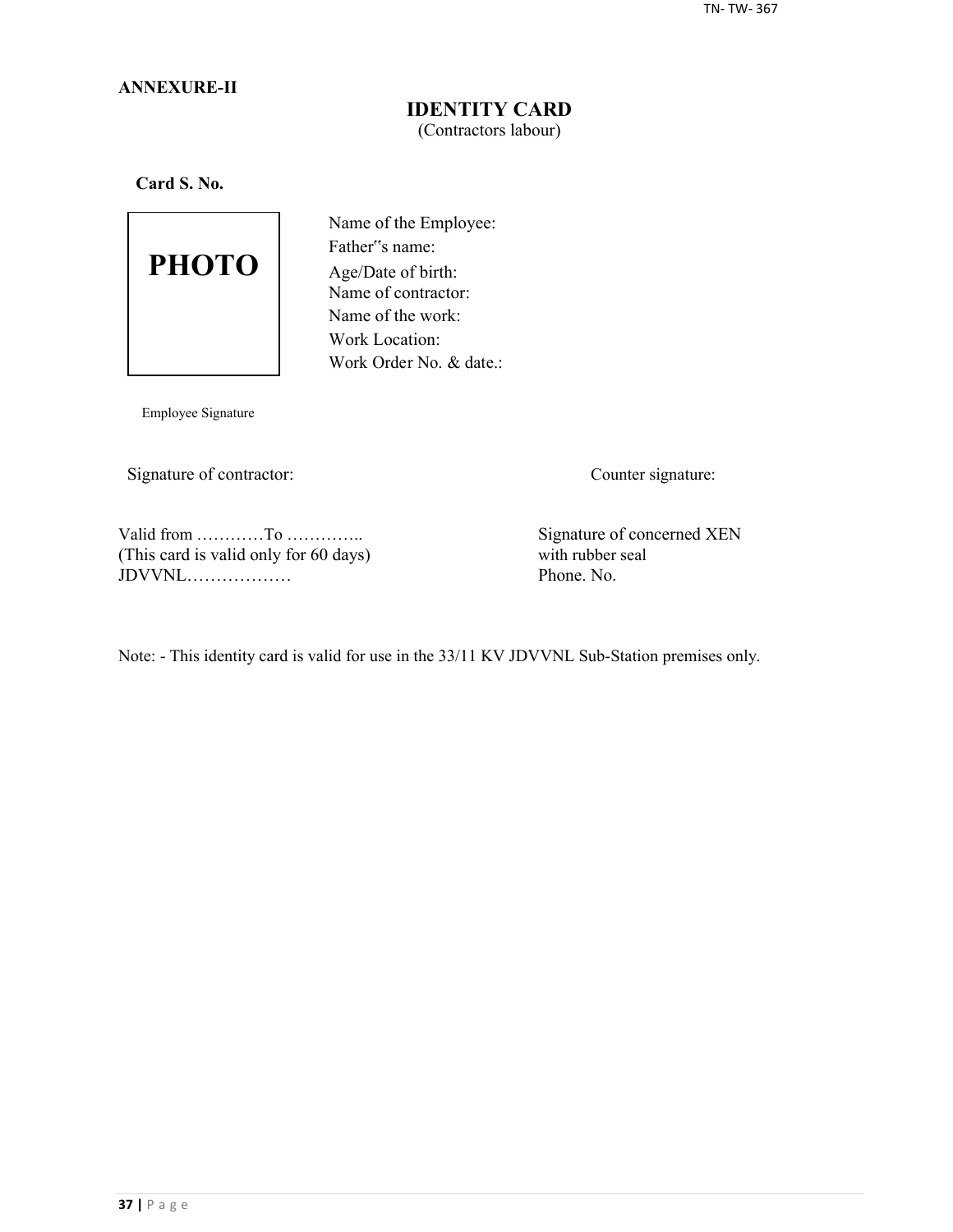**ANNEXURE-II**

# IDENTITY CARD

(Contractors labour)

**Card S. No.**

PHOTO

Name of the Employee:
Father‟s name:
Age/Date of birth:
Name of contractor:
Name of the work:
Work Location:
Work Order No. & date.:

Employee Signature

Signature of contractor:

Counter signature:

Valid from …………To …………..
(This card is valid only for 60 days)
JDVVNL………………

Signature of concerned XEN
with rubber seal
Phone. No.

Note: - This identity card is valid for use in the 33/11 KV JDVVNL Sub-Station premises only.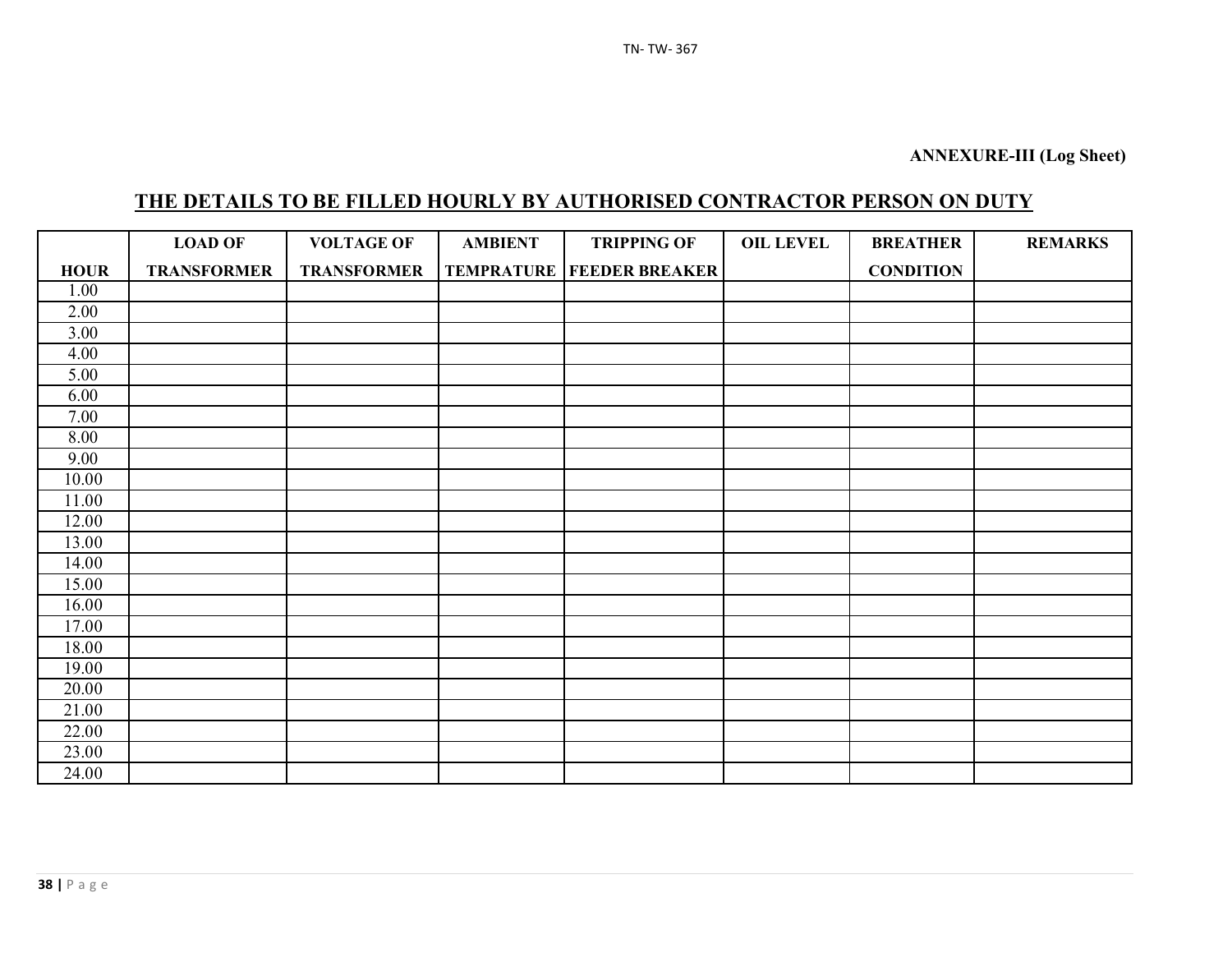**ANNEXURE-III (Log Sheet)**

## THE DETAILS TO BE FILLED HOURLY BY AUTHORISED CONTRACTOR PERSON ON DUTY

| HOUR | LOAD OF TRANSFORMER | VOLTAGE OF TRANSFORMER | AMBIENT TEMPRATURE | TRIPPING OF FEEDER BREAKER | OIL LEVEL | BREATHER CONDITION | REMARKS |
|---|---|---|---|---|---|---|---|
| 1.00 | | | | | | | |
| 2.00 | | | | | | | |
| 3.00 | | | | | | | |
| 4.00 | | | | | | | |
| 5.00 | | | | | | | |
| 6.00 | | | | | | | |
| 7.00 | | | | | | | |
| 8.00 | | | | | | | |
| 9.00 | | | | | | | |
| 10.00 | | | | | | | |
| 11.00 | | | | | | | |
| 12.00 | | | | | | | |
| 13.00 | | | | | | | |
| 14.00 | | | | | | | |
| 15.00 | | | | | | | |
| 16.00 | | | | | | | |
| 17.00 | | | | | | | |
| 18.00 | | | | | | | |
| 19.00 | | | | | | | |
| 20.00 | | | | | | | |
| 21.00 | | | | | | | |
| 22.00 | | | | | | | |
| 23.00 | | | | | | | |
| 24.00 | | | | | | | |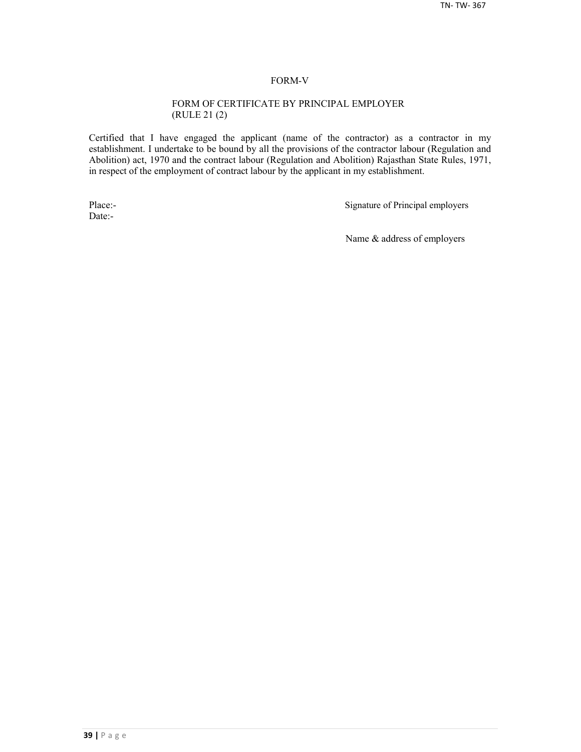# FORM-V

## FORM OF CERTIFICATE BY PRINCIPAL EMPLOYER (RULE 21 (2)

Certified that I have engaged the applicant (name of the contractor) as a contractor in my establishment. I undertake to be bound by all the provisions of the contractor labour (Regulation and Abolition) act, 1970 and the contract labour (Regulation and Abolition) Rajasthan State Rules, 1971, in respect of the employment of contract labour by the applicant in my establishment.

Place:-

Date:-

Signature of Principal employers

Name & address of employers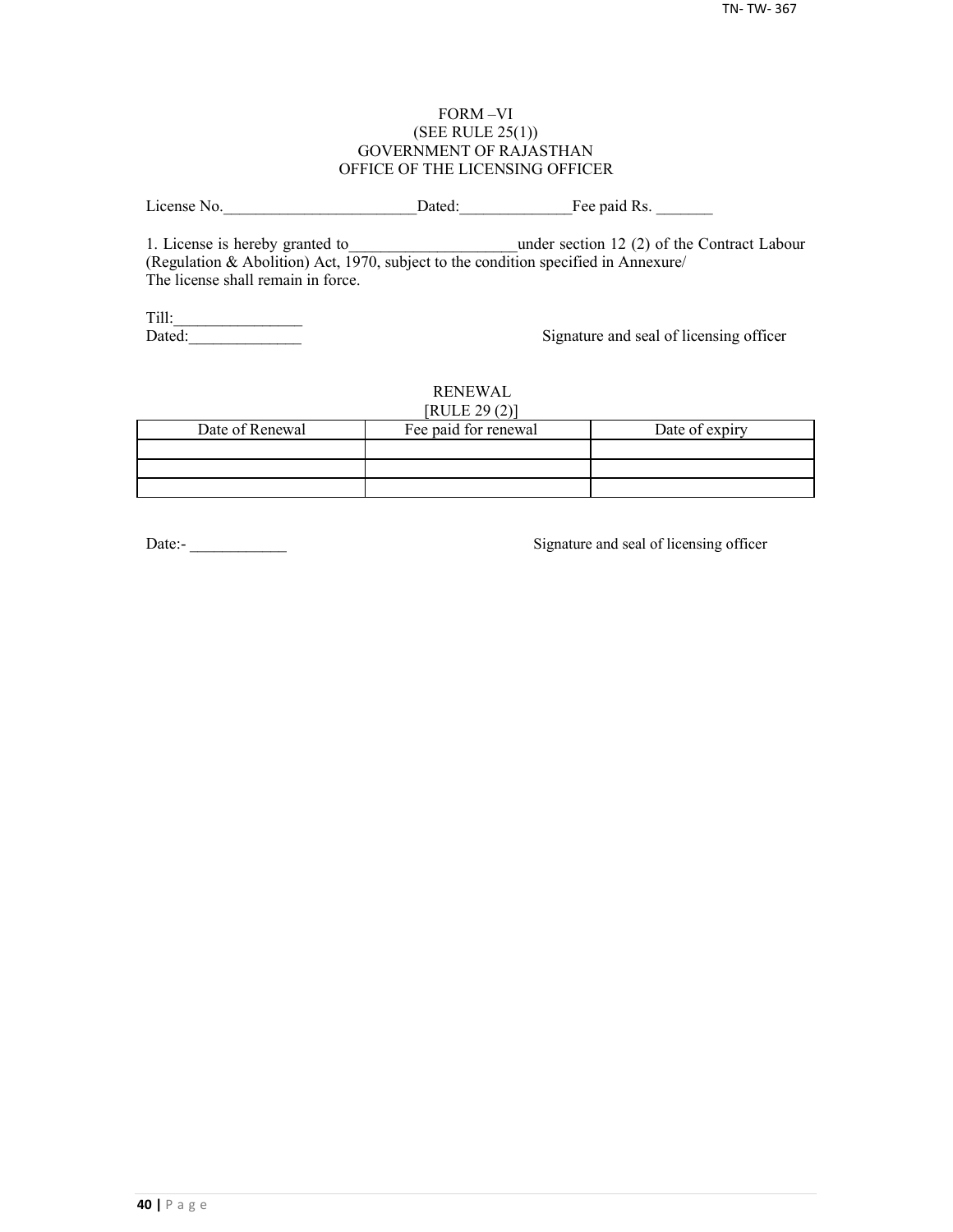FORM –VI

(SEE RULE 25(1))

GOVERNMENT OF RAJASTHAN

OFFICE OF THE LICENSING OFFICER

License No.________________________Dated:______________Fee paid Rs. _______

1. License is hereby granted to_____________________under section 12 (2) of the Contract Labour (Regulation & Abolition) Act, 1970, subject to the condition specified in Annexure/
The license shall remain in force.

Till:________________

Dated:______________ Signature and seal of licensing officer

RENEWAL

[RULE 29 (2)]

| Date of Renewal | Fee paid for renewal | Date of expiry |
|---|---|---|
| | | |
| | | |
| | | |

Date:- ____________ Signature and seal of licensing officer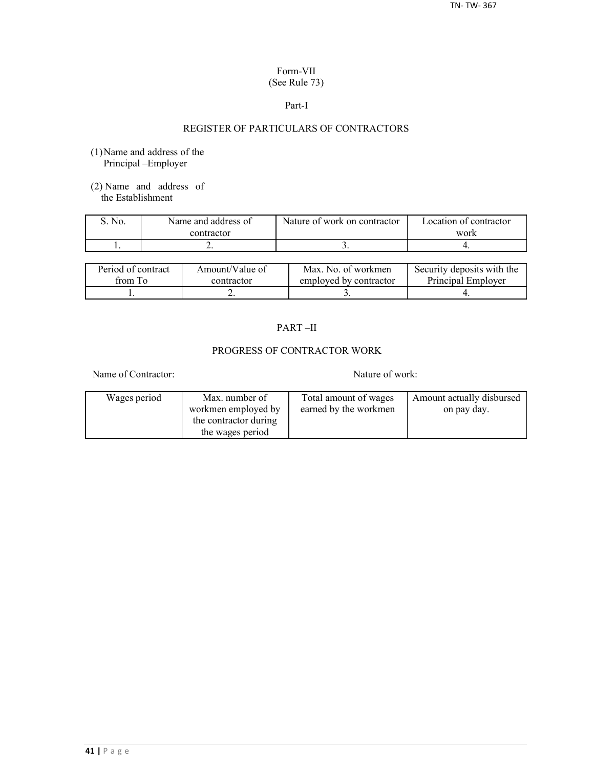Form-VII
(See Rule 73)

Part-I

## REGISTER OF PARTICULARS OF CONTRACTORS

(1) Name and address of the Principal –Employer

(2) Name and address of the Establishment

| S. No. | Name and address of contractor | Nature of work on contractor | Location of contractor work |
|---|---|---|---|
| 1. | 2. | 3. | 4. |

| Period of contract from To | Amount/Value of contractor | Max. No. of workmen employed by contractor | Security deposits with the Principal Employer |
|---|---|---|---|
| 1. | 2. | 3. | 4. |

PART –II

## PROGRESS OF CONTRACTOR WORK

Name of Contractor: Nature of work:

| Wages period | Max. number of workmen employed by the contractor during the wages period | Total amount of wages earned by the workmen | Amount actually disbursed on pay day. |
|---|---|---|---|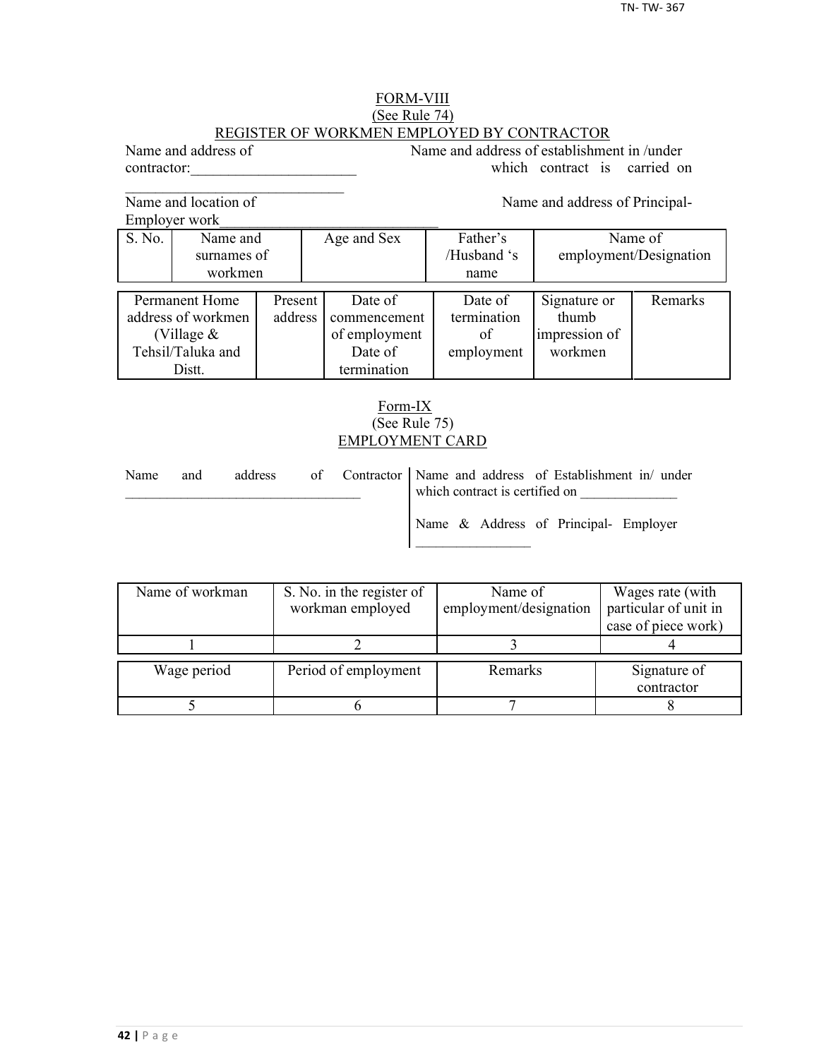## FORM-VIII

(See Rule 74)

### REGISTER OF WORKMEN EMPLOYED BY CONTRACTOR

Name and address of contractor:______________________ Name and address of establishment in /under which contract is carried on ______________________________

Name and location of Employer work_____________________________ Name and address of Principal-

| S. No. | Name and surnames of workmen | Age and Sex | Father's /Husband 's name | Name of employment/Designation |
|---|---|---|---|---|

| Permanent Home address of workmen (Village & Tehsil/Taluka and Distt. | Present address | Date of commencement of employment Date of termination | Date of termination of employment | Signature or thumb impression of workmen | Remarks |
|---|---|---|---|---|---|

## Form-IX

(See Rule 75)

### EMPLOYMENT CARD

Name and address of Contractor _________________________________

Name and address of Establishment in/ under which contract is certified on _____________

Name & Address of Principal- Employer ________________

| Name of workman | S. No. in the register of workman employed | Name of employment/designation | Wages rate (with particular of unit in case of piece work) |
|---|---|---|---|
| 1 | 2 | 3 | 4 |

| Wage period | Period of employment | Remarks | Signature of contractor |
|---|---|---|---|
| 5 | 6 | 7 | 8 |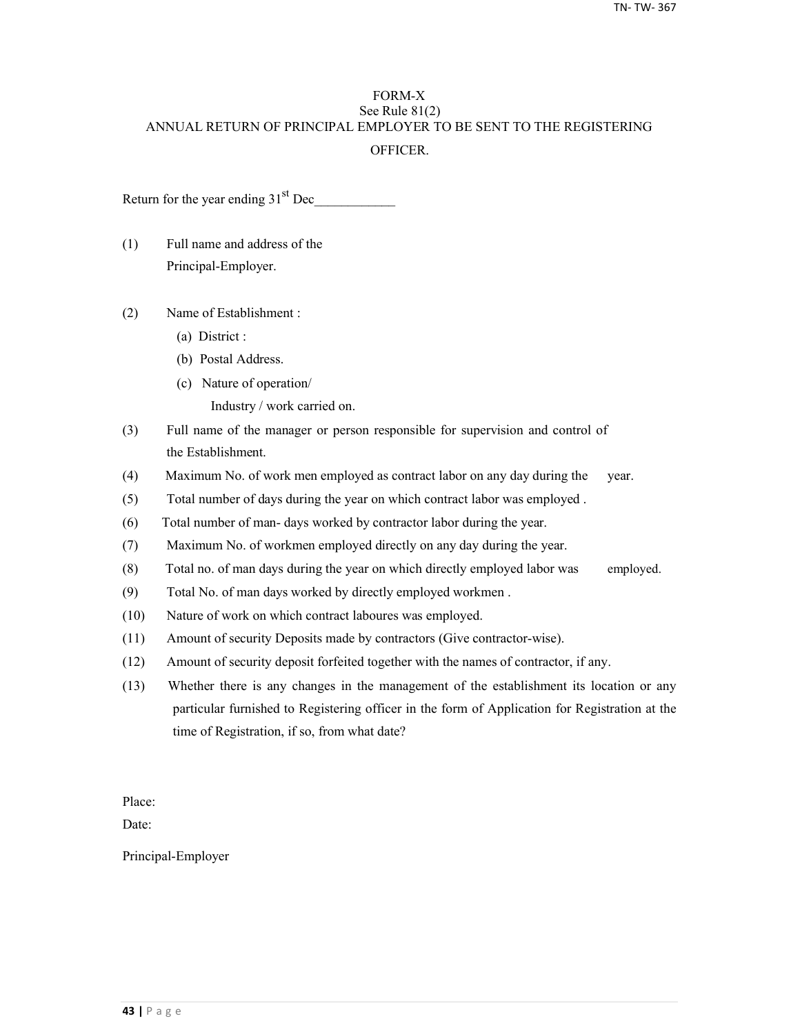# FORM-X

See Rule 81(2)

ANNUAL RETURN OF PRINCIPAL EMPLOYER TO BE SENT TO THE REGISTERING OFFICER.

Return for the year ending 31st Dec\_\_\_\_\_\_\_\_\_\_\_\_

(1) Full name and address of the Principal-Employer.

(2) Name of Establishment :

- (a) District :
- (b) Postal Address.
- (c) Nature of operation/ Industry / work carried on.

(3) Full name of the manager or person responsible for supervision and control of the Establishment.

(4) Maximum No. of work men employed as contract labor on any day during the year.

(5) Total number of days during the year on which contract labor was employed .

(6) Total number of man- days worked by contractor labor during the year.

(7) Maximum No. of workmen employed directly on any day during the year.

(8) Total no. of man days during the year on which directly employed labor was employed.

(9) Total No. of man days worked by directly employed workmen .

(10) Nature of work on which contract laboures was employed.

(11) Amount of security Deposits made by contractors (Give contractor-wise).

(12) Amount of security deposit forfeited together with the names of contractor, if any.

(13) Whether there is any changes in the management of the establishment its location or any particular furnished to Registering officer in the form of Application for Registration at the time of Registration, if so, from what date?

Place:

Date:

Principal-Employer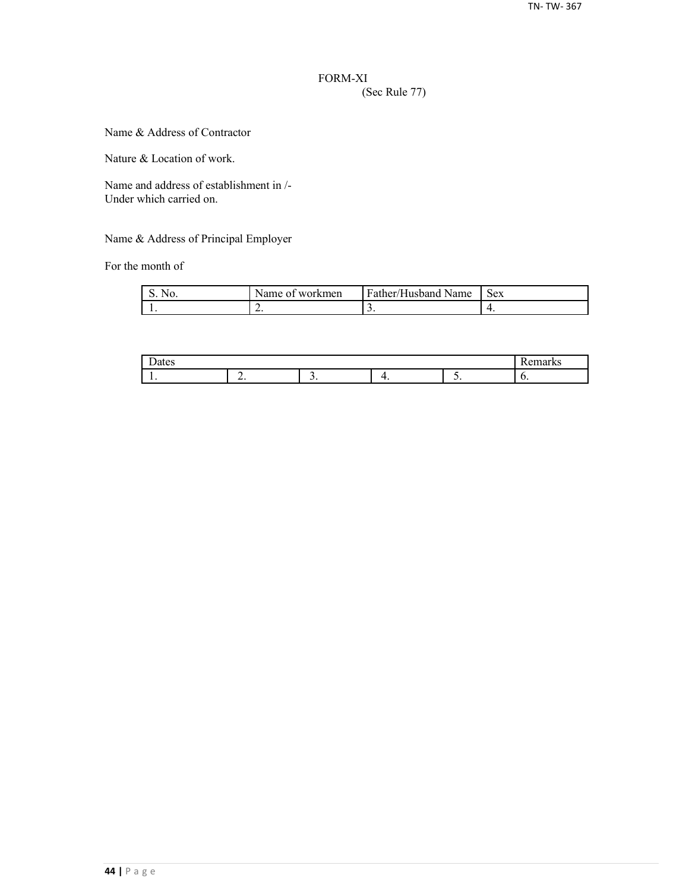FORM-XI
(Sec Rule 77)

Name & Address of Contractor

Nature & Location of work.

Name and address of establishment in /-
Under which carried on.

Name & Address of Principal Employer

For the month of

| S. No. | Name of workmen | Father/Husband Name | Sex |
|---|---|---|---|
| 1. | 2. | 3. | 4. |

| Dates | | | | | Remarks |
|---|---|---|---|---|---|
| 1. | 2. | 3. | 4. | 5. | 6. |